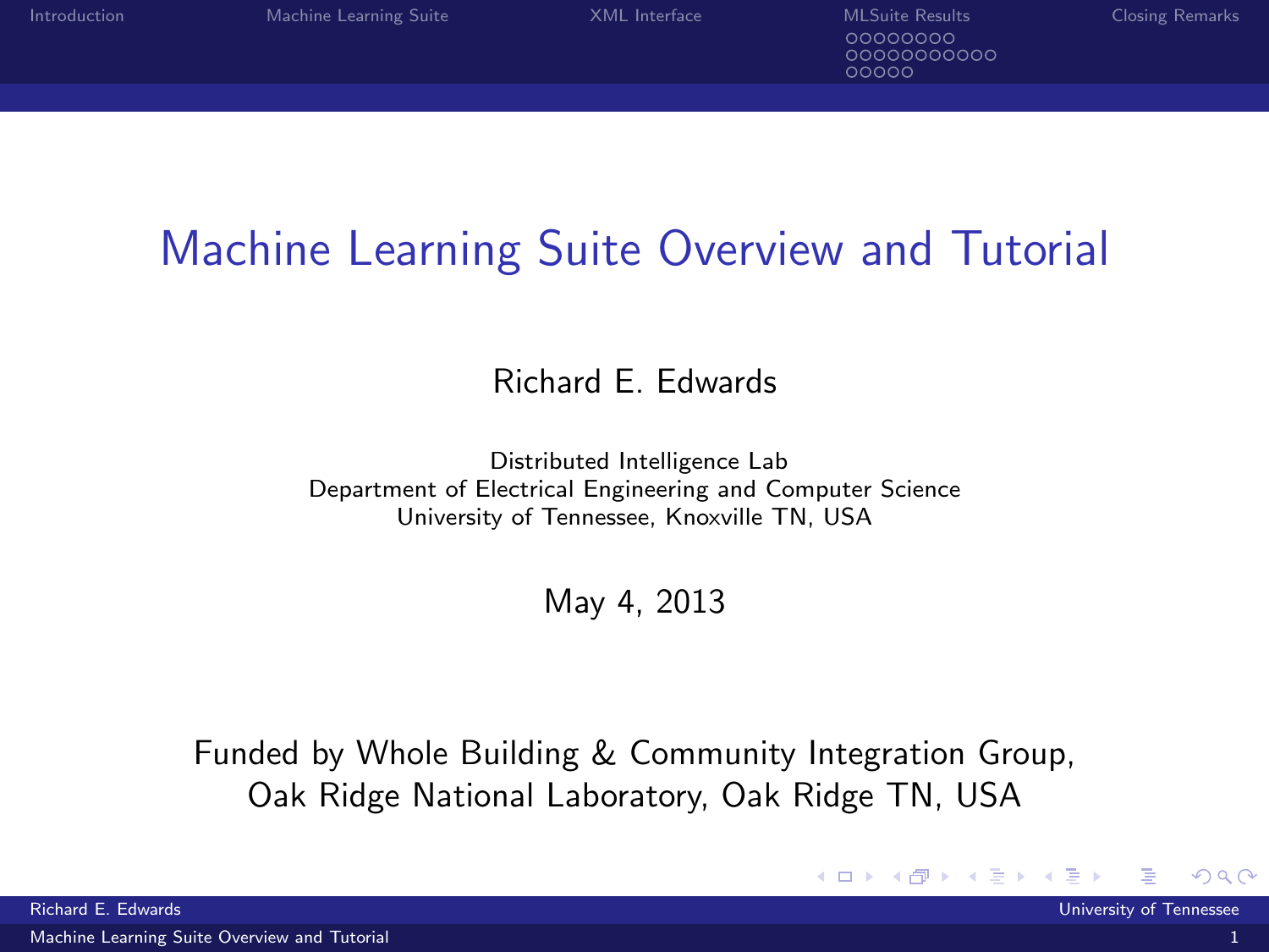# Machine Learning Suite Overview and Tutorial

Richard E. Edwards

Distributed Intelligence Lab
Department of Electrical Engineering and Computer Science
University of Tennessee, Knoxville TN, USA

May 4, 2013

Funded by Whole Building & Community Integration Group,
Oak Ridge National Laboratory, Oak Ridge TN, USA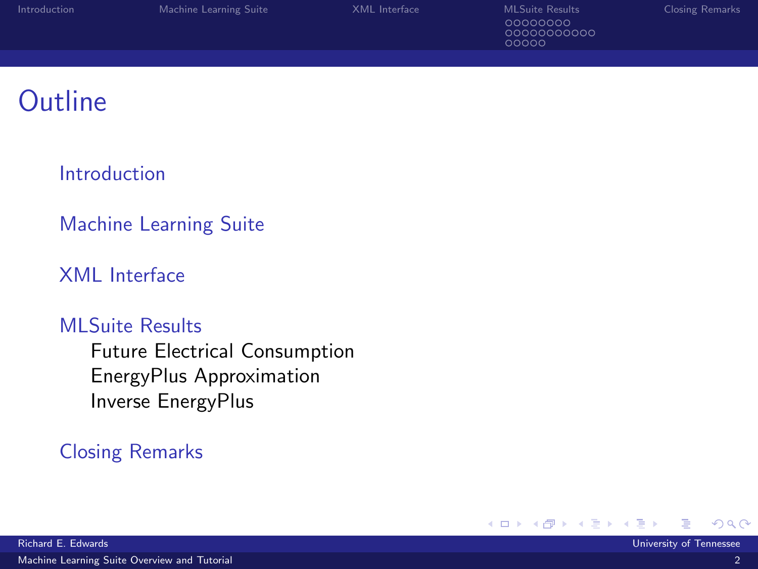# Outline

- Introduction
- Machine Learning Suite
- XML Interface
- MLSuite Results
  - Future Electrical Consumption
  - EnergyPlus Approximation
  - Inverse EnergyPlus
- Closing Remarks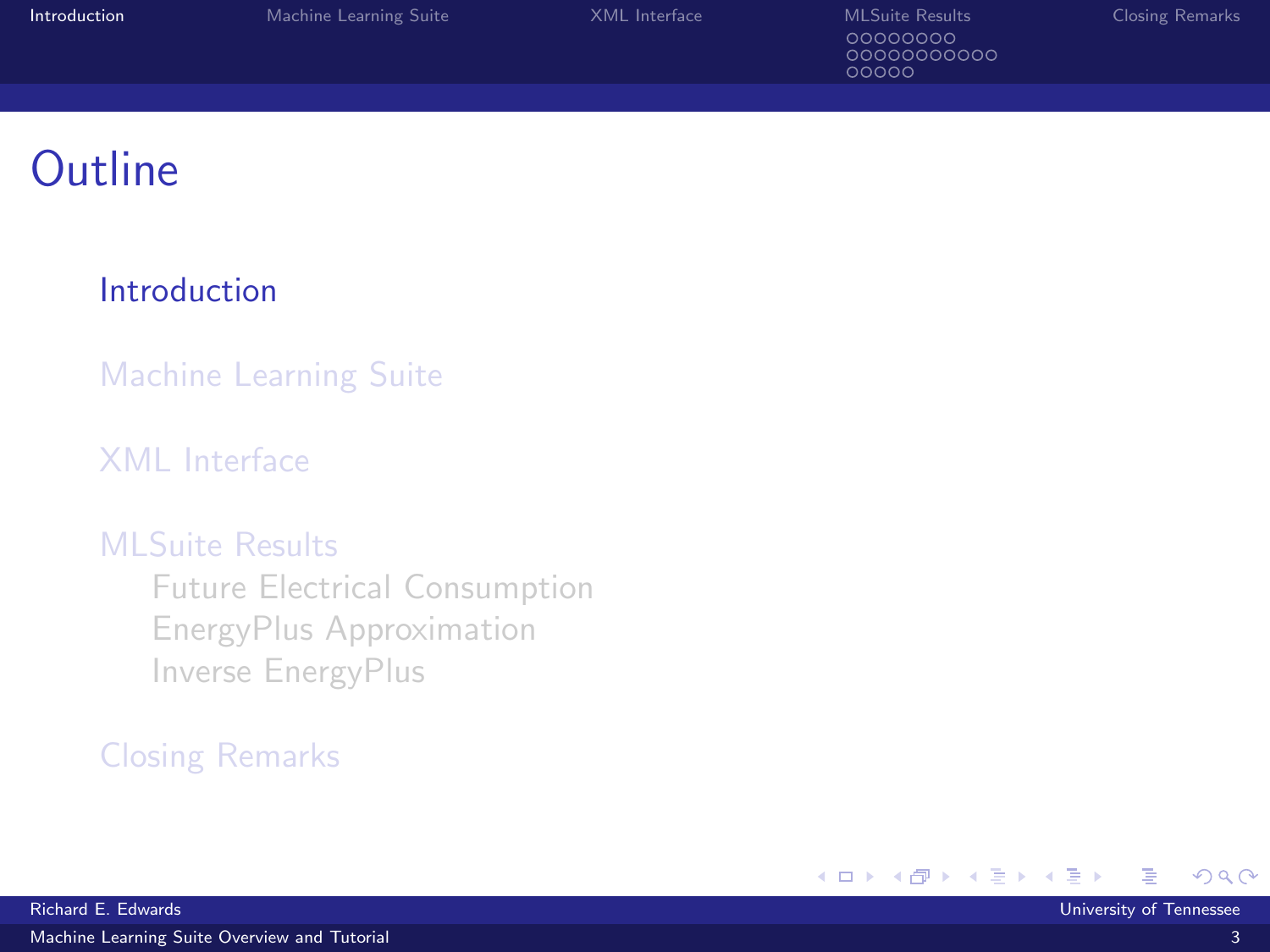# Outline

- Introduction
- Machine Learning Suite
- XML Interface
- MLSuite Results
  - Future Electrical Consumption
  - EnergyPlus Approximation
  - Inverse EnergyPlus
- Closing Remarks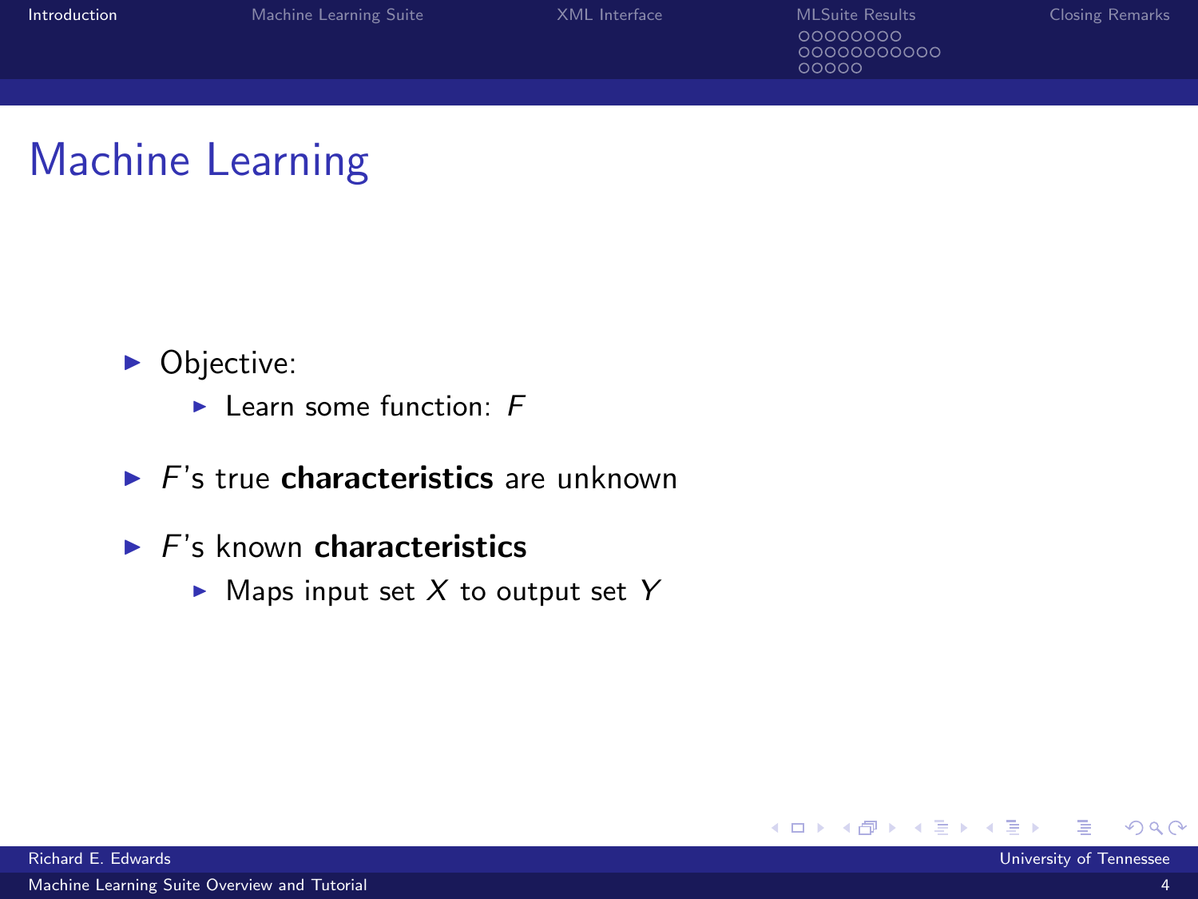# Machine Learning

- Objective:
  - Learn some function: $F$
- $F$'s true **characteristics** are unknown
- $F$'s known **characteristics**
  - Maps input set $X$ to output set $Y$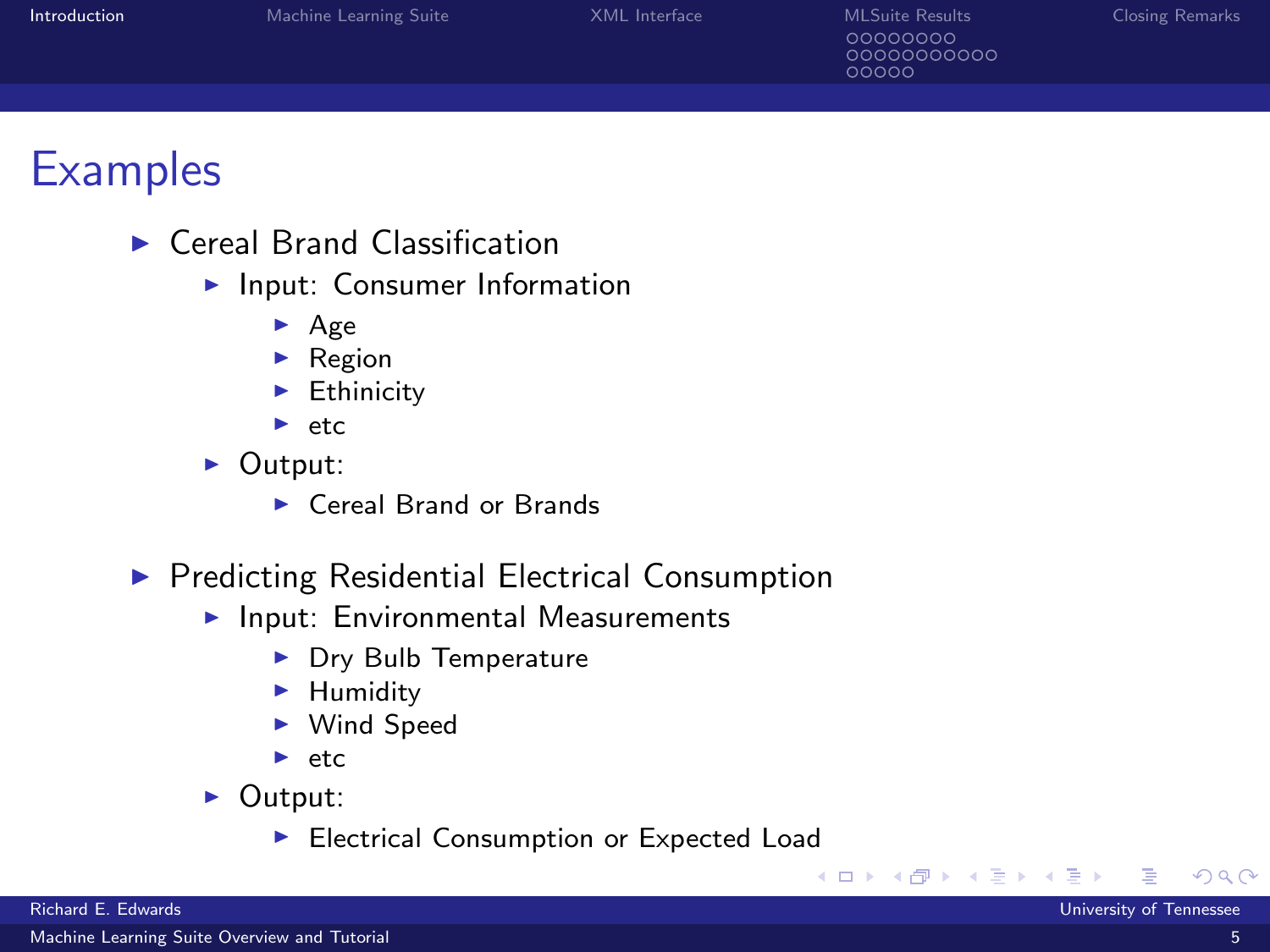# Examples

- Cereal Brand Classification
  - Input: Consumer Information
    - Age
    - Region
    - Ethinicity
    - etc
  - Output:
    - Cereal Brand or Brands
- Predicting Residential Electrical Consumption
  - Input: Environmental Measurements
    - Dry Bulb Temperature
    - Humidity
    - Wind Speed
    - etc
  - Output:
    - Electrical Consumption or Expected Load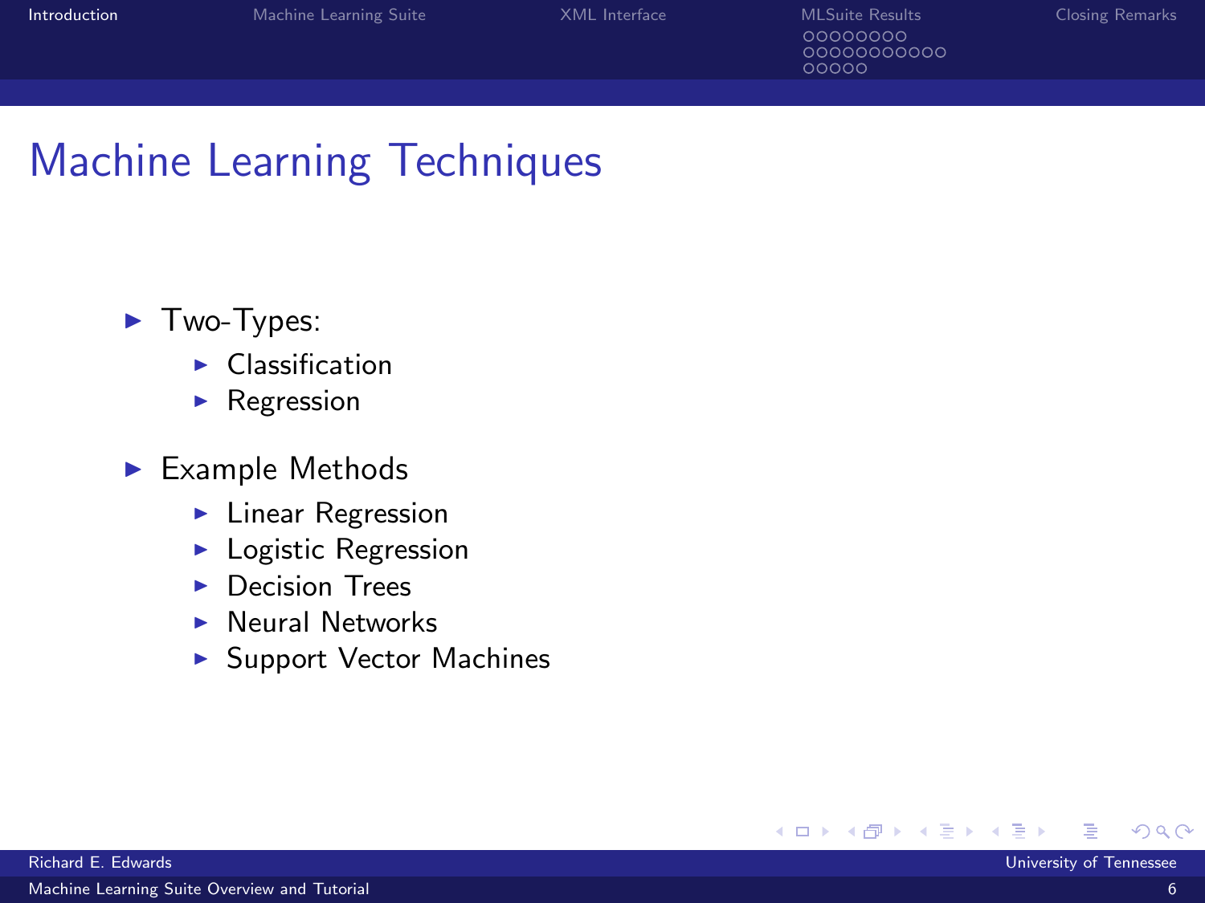# Machine Learning Techniques

- Two-Types:
  - Classification
  - Regression
- Example Methods
  - Linear Regression
  - Logistic Regression
  - Decision Trees
  - Neural Networks
  - Support Vector Machines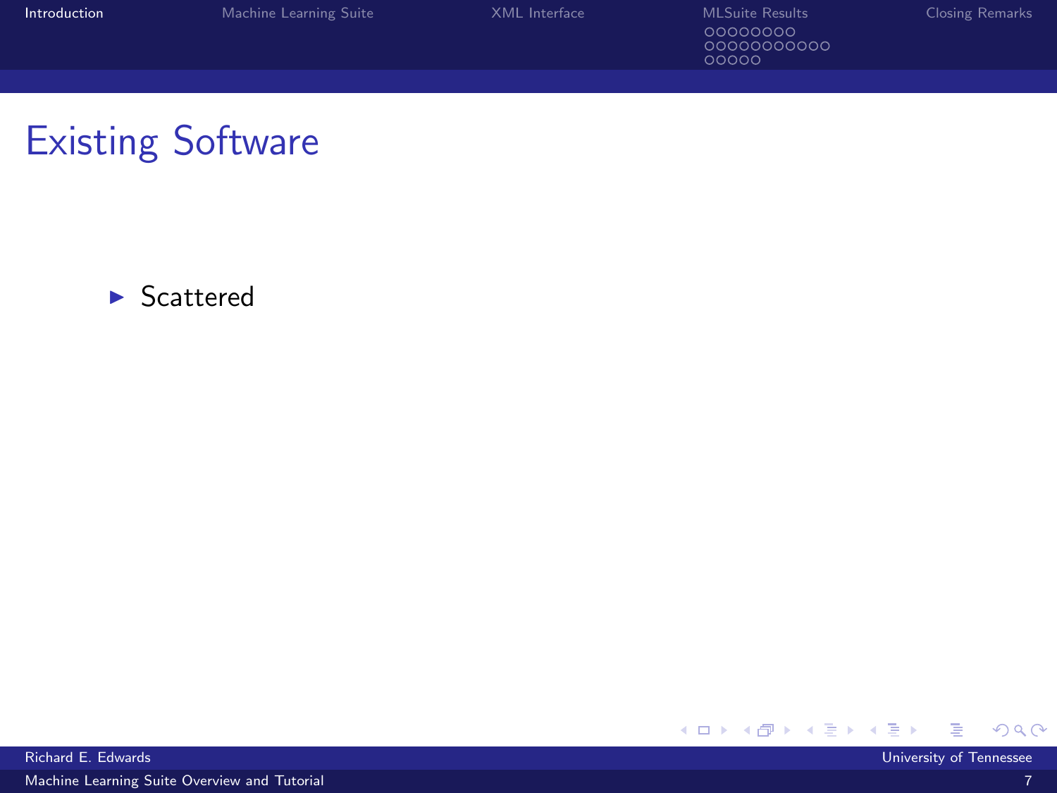# Existing Software

- Scattered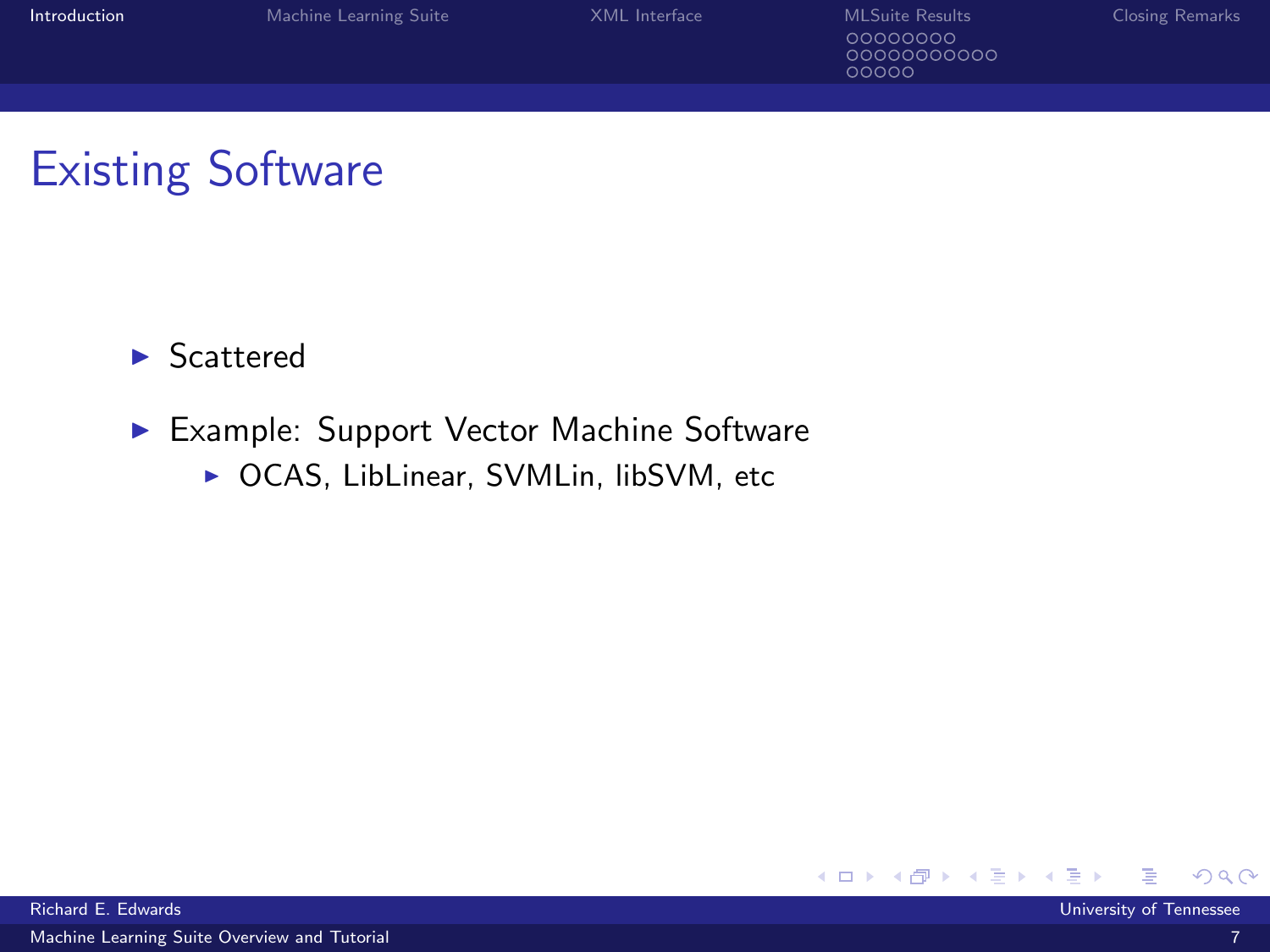# Existing Software

- Scattered
- Example: Support Vector Machine Software
  - OCAS, LibLinear, SVMLin, libSVM, etc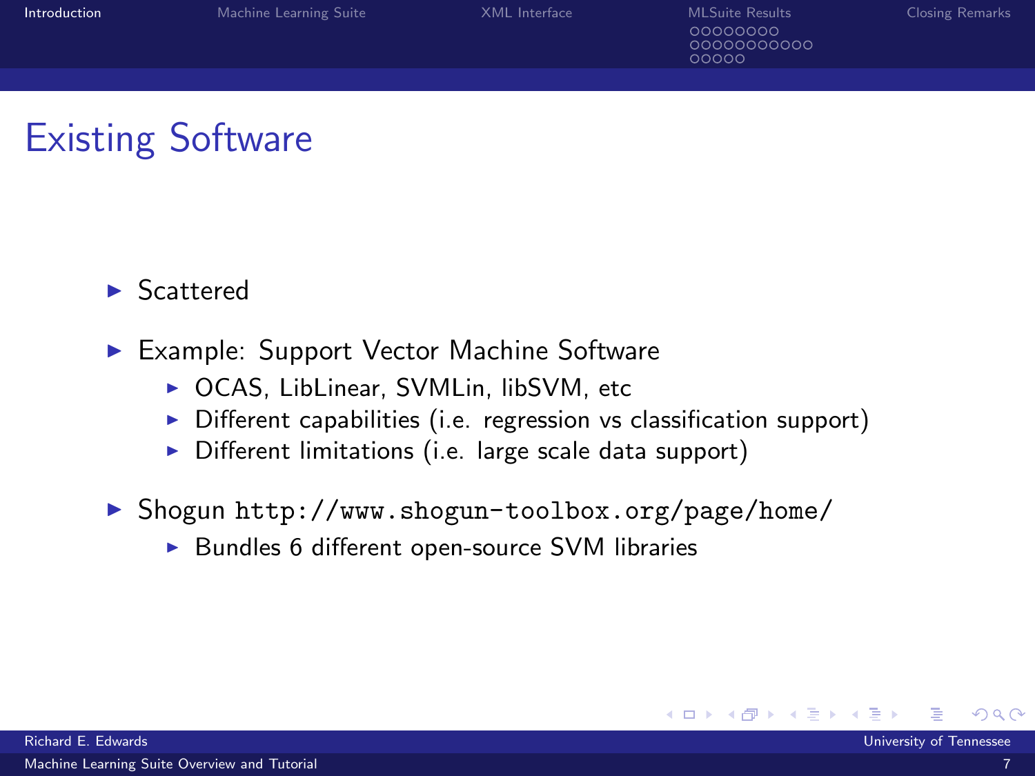# Existing Software

- Scattered
- Example: Support Vector Machine Software
  - OCAS, LibLinear, SVMLin, libSVM, etc
  - Different capabilities (i.e. regression vs classification support)
  - Different limitations (i.e. large scale data support)
- Shogun `http://www.shogun-toolbox.org/page/home/`
  - Bundles 6 different open-source SVM libraries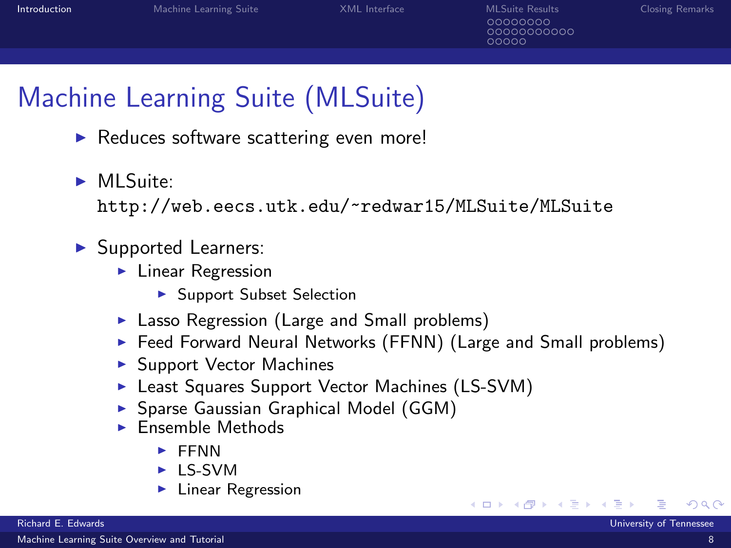# Machine Learning Suite (MLSuite)

- Reduces software scattering even more!
- MLSuite: `http://web.eecs.utk.edu/~redwar15/MLSuite/MLSuite`
- Supported Learners:
  - Linear Regression
    - Support Subset Selection
  - Lasso Regression (Large and Small problems)
  - Feed Forward Neural Networks (FFNN) (Large and Small problems)
  - Support Vector Machines
  - Least Squares Support Vector Machines (LS-SVM)
  - Sparse Gaussian Graphical Model (GGM)
  - Ensemble Methods
    - FFNN
    - LS-SVM
    - Linear Regression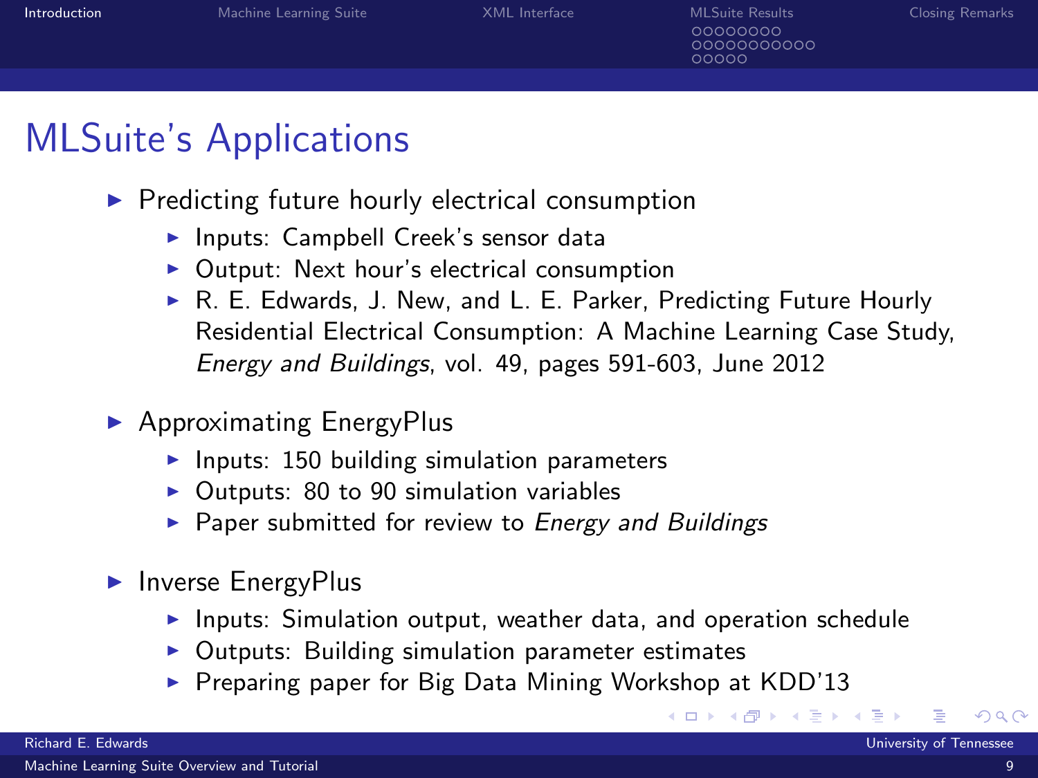# MLSuite's Applications

- Predicting future hourly electrical consumption
  - Inputs: Campbell Creek's sensor data
  - Output: Next hour's electrical consumption
  - R. E. Edwards, J. New, and L. E. Parker, Predicting Future Hourly Residential Electrical Consumption: A Machine Learning Case Study, *Energy and Buildings*, vol. 49, pages 591-603, June 2012
- Approximating EnergyPlus
  - Inputs: 150 building simulation parameters
  - Outputs: 80 to 90 simulation variables
  - Paper submitted for review to *Energy and Buildings*
- Inverse EnergyPlus
  - Inputs: Simulation output, weather data, and operation schedule
  - Outputs: Building simulation parameter estimates
  - Preparing paper for Big Data Mining Workshop at KDD'13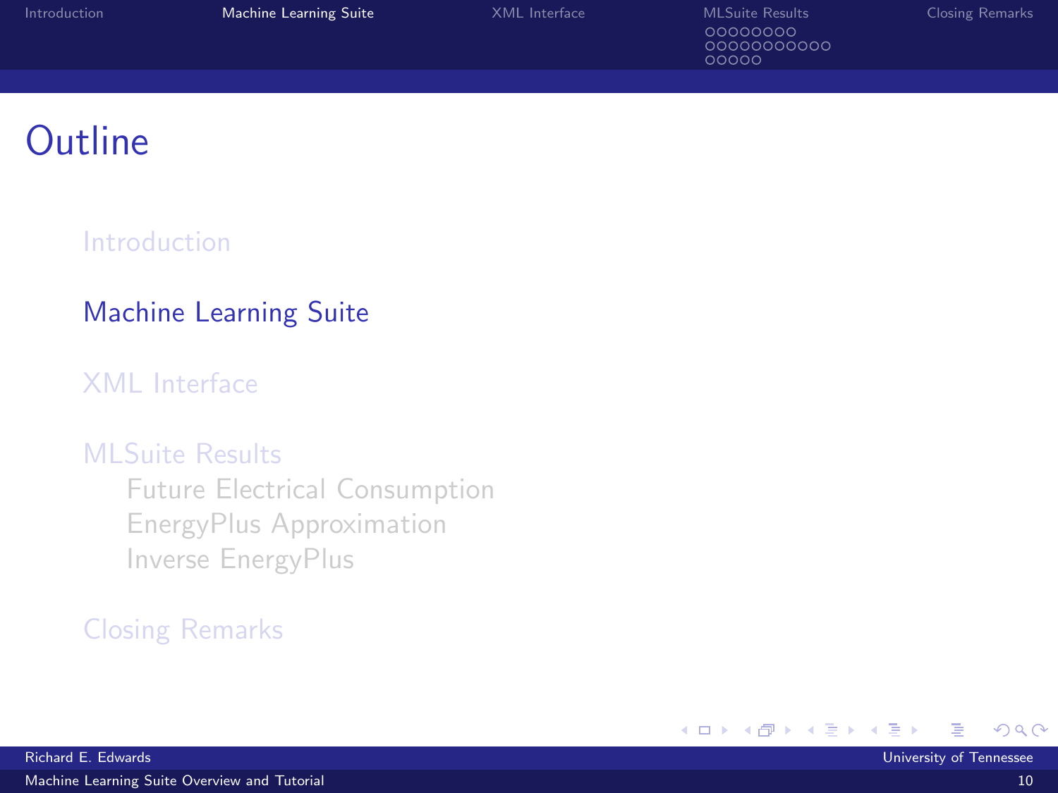# Outline

- Introduction
- Machine Learning Suite
- XML Interface
- MLSuite Results
  - Future Electrical Consumption
  - EnergyPlus Approximation
  - Inverse EnergyPlus
- Closing Remarks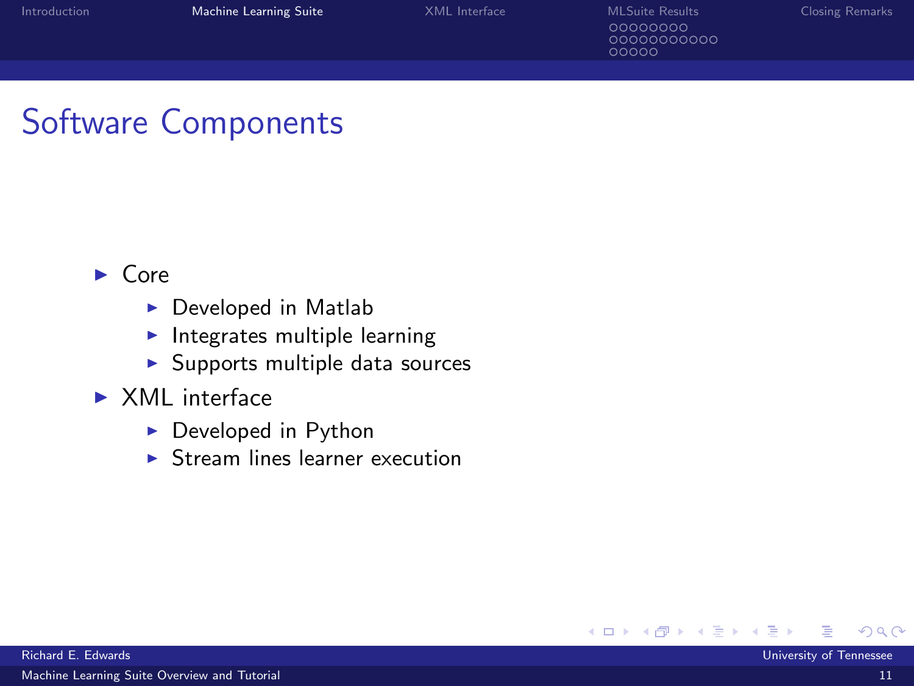# Software Components

- Core
  - Developed in Matlab
  - Integrates multiple learning
  - Supports multiple data sources
- XML interface
  - Developed in Python
  - Stream lines learner execution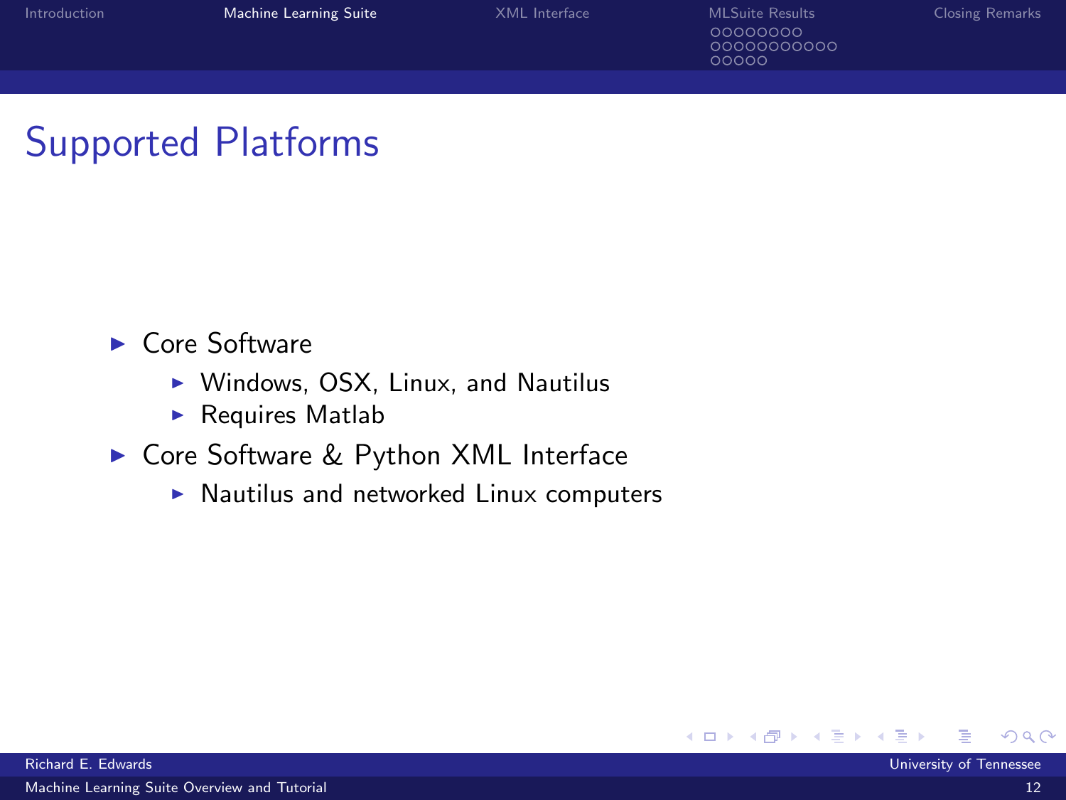## Supported Platforms

- Core Software
  - Windows, OSX, Linux, and Nautilus
  - Requires Matlab
- Core Software & Python XML Interface
  - Nautilus and networked Linux computers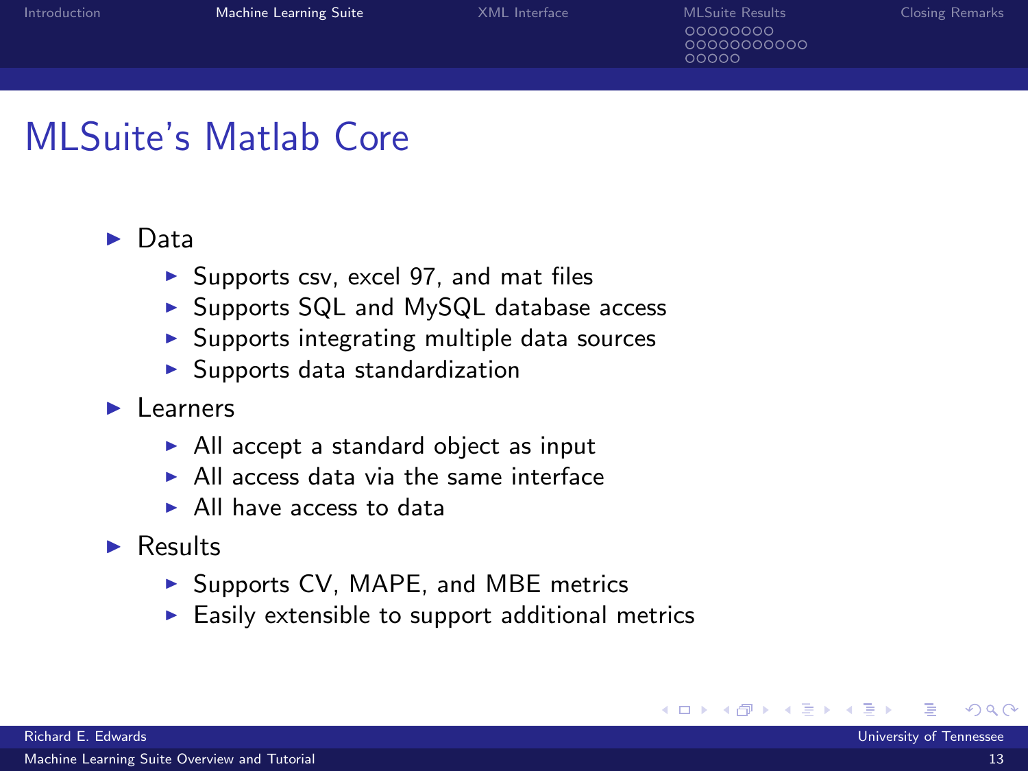# MLSuite's Matlab Core

- Data
  - Supports csv, excel 97, and mat files
  - Supports SQL and MySQL database access
  - Supports integrating multiple data sources
  - Supports data standardization
- Learners
  - All accept a standard object as input
  - All access data via the same interface
  - All have access to data
- Results
  - Supports CV, MAPE, and MBE metrics
  - Easily extensible to support additional metrics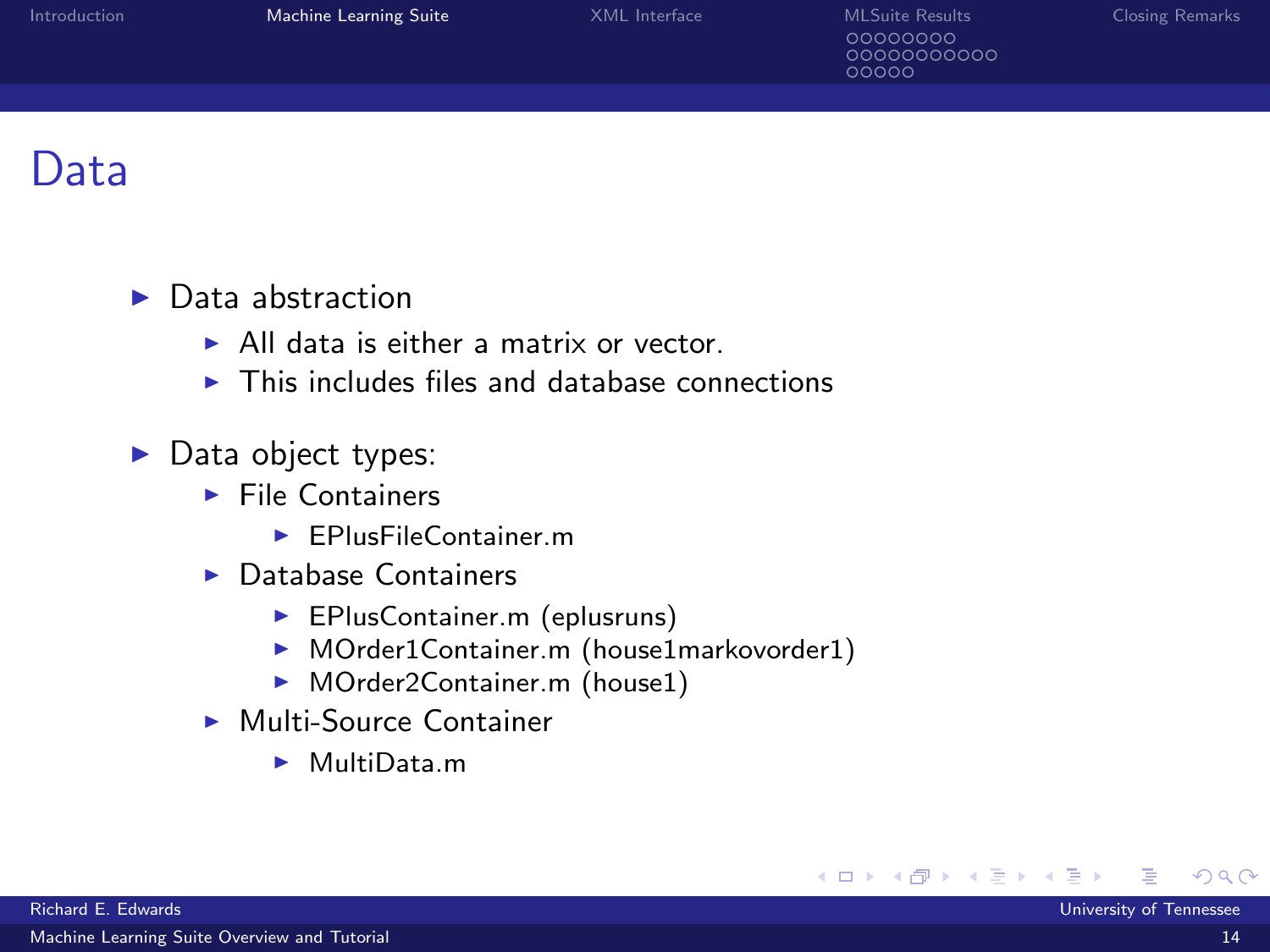# Data

- Data abstraction
  - All data is either a matrix or vector.
  - This includes files and database connections
- Data object types:
  - File Containers
    - EPlusFileContainer.m
  - Database Containers
    - EPlusContainer.m (eplusruns)
    - MOrder1Container.m (house1markovorder1)
    - MOrder2Container.m (house1)
  - Multi-Source Container
    - MultiData.m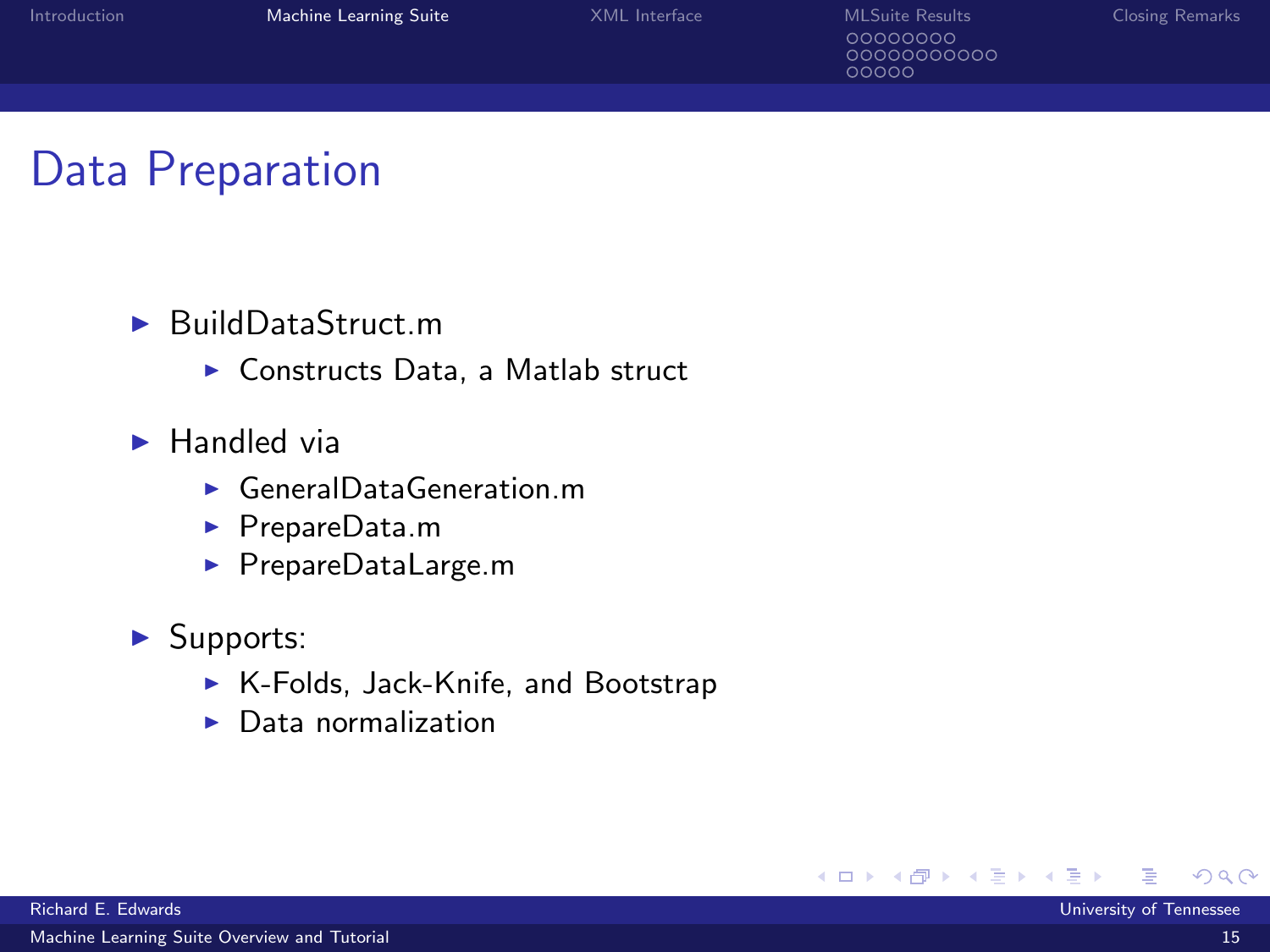# Data Preparation

- BuildDataStruct.m
  - Constructs Data, a Matlab struct
- Handled via
  - GeneralDataGeneration.m
  - PrepareData.m
  - PrepareDataLarge.m
- Supports:
  - K-Folds, Jack-Knife, and Bootstrap
  - Data normalization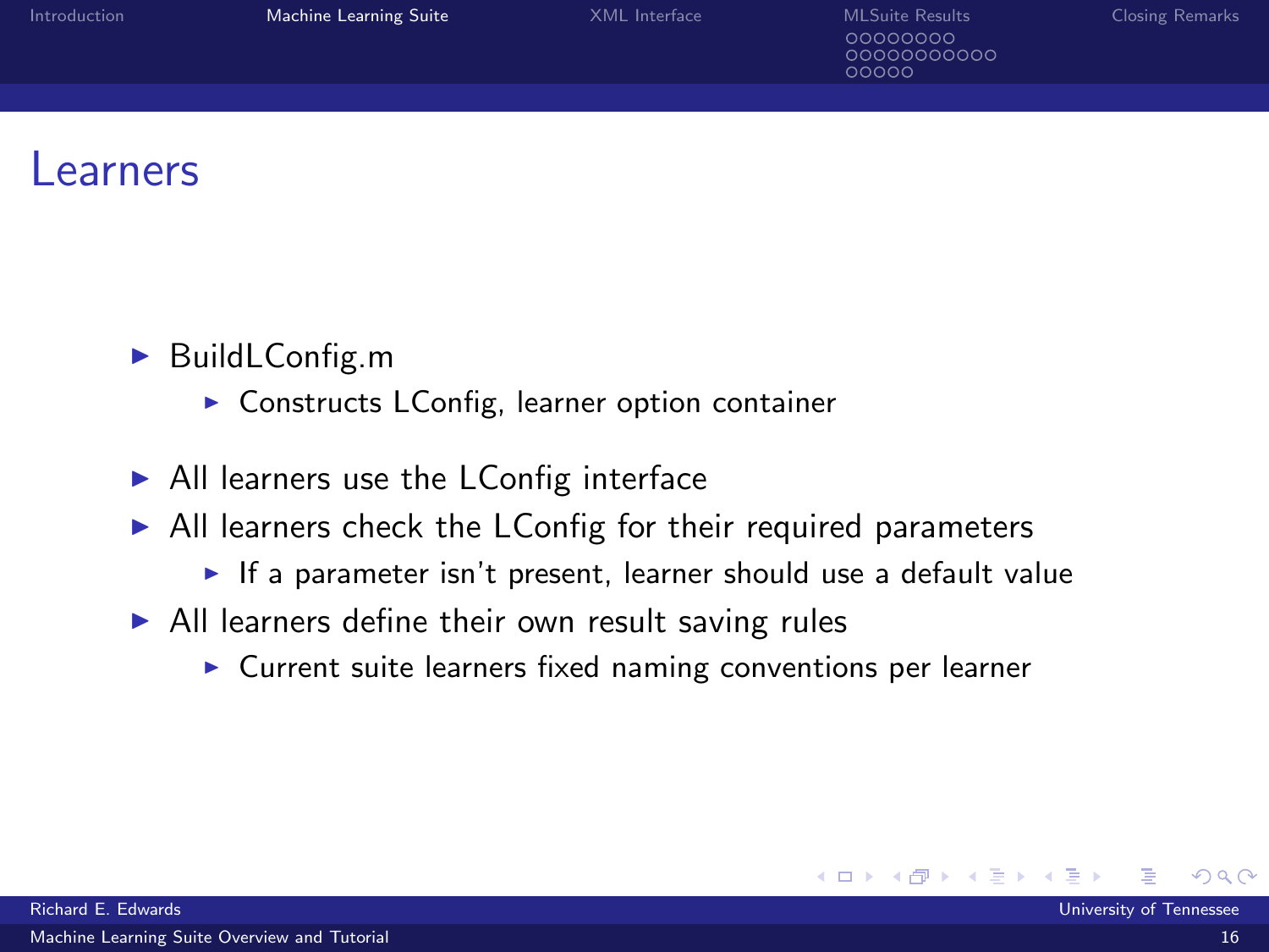# Learners

- BuildLConfig.m
  - Constructs LConfig, learner option container
- All learners use the LConfig interface
- All learners check the LConfig for their required parameters
  - If a parameter isn't present, learner should use a default value
- All learners define their own result saving rules
  - Current suite learners fixed naming conventions per learner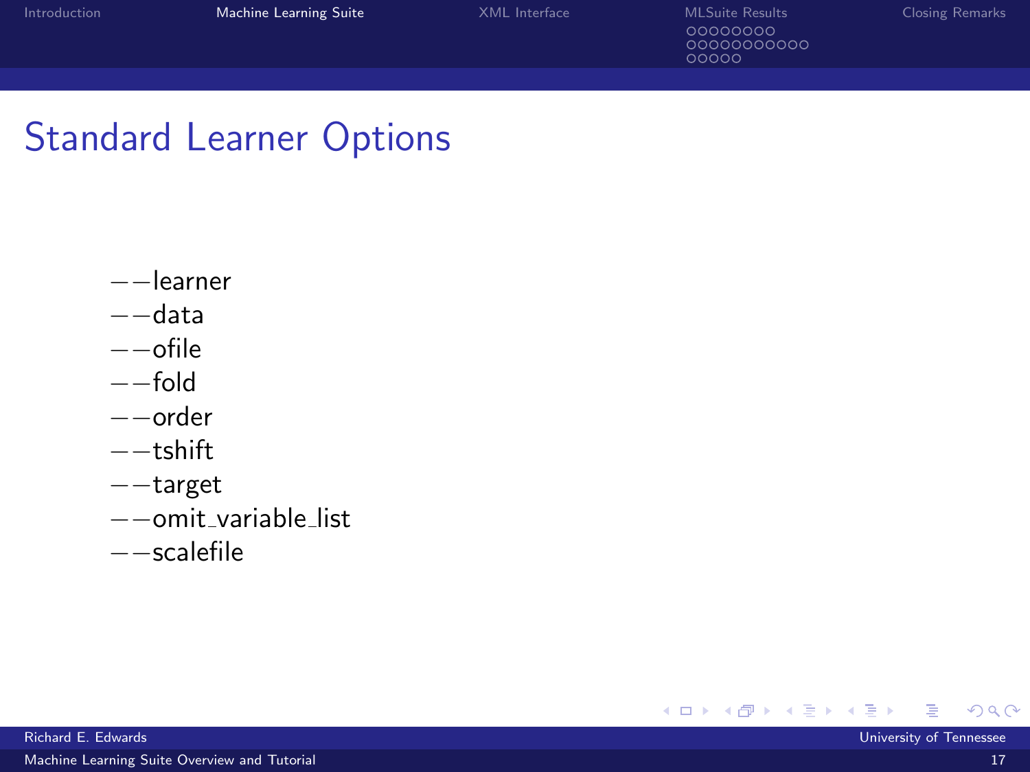# Standard Learner Options

- --learner
- --data
- --ofile
- --fold
- --order
- --tshift
- --target
- --omit_variable_list
- --scalefile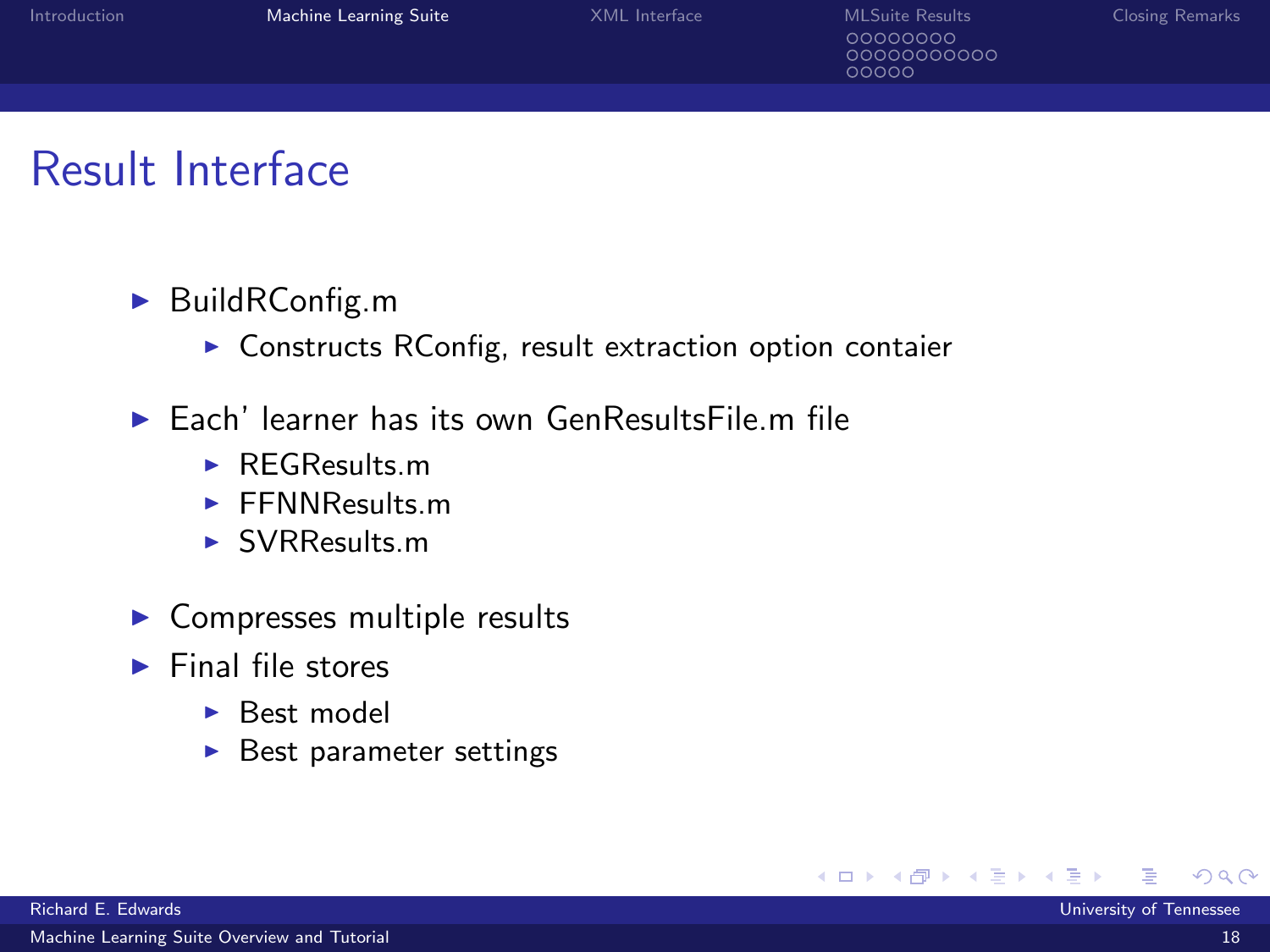# Result Interface

- BuildRConfig.m
  - Constructs RConfig, result extraction option contaier
- Each' learner has its own GenResultsFile.m file
  - REGResults.m
  - FFNNResults.m
  - SVRResults.m
- Compresses multiple results
- Final file stores
  - Best model
  - Best parameter settings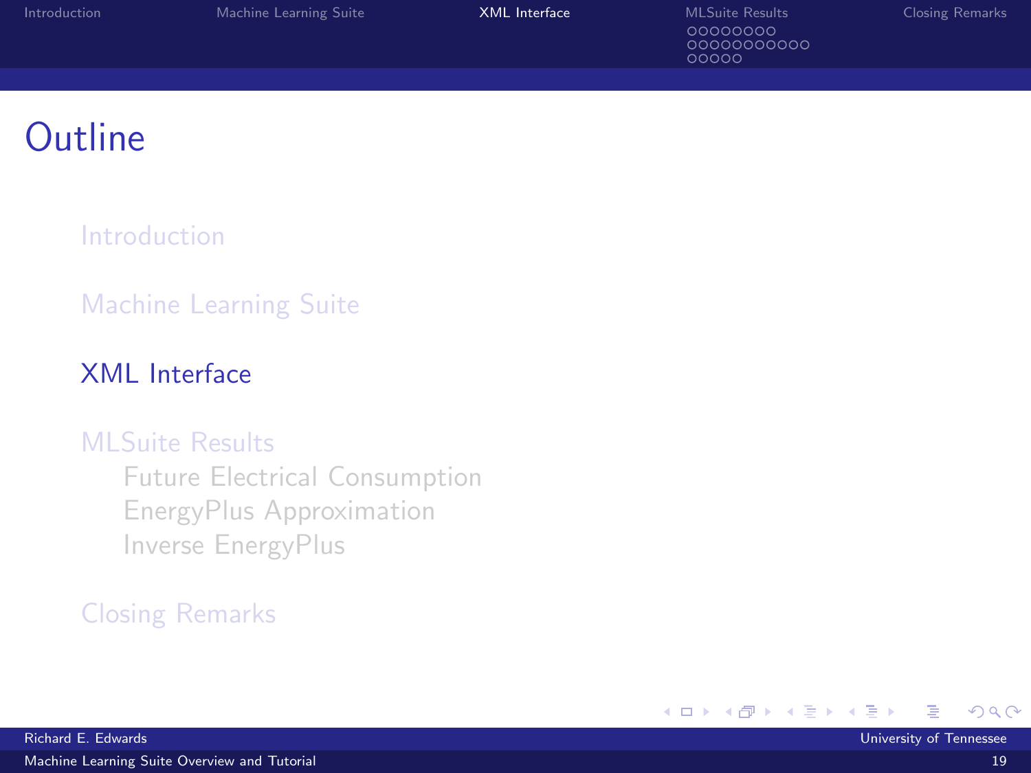# Outline

- Introduction
- Machine Learning Suite
- XML Interface
- MLSuite Results
  - Future Electrical Consumption
  - EnergyPlus Approximation
  - Inverse EnergyPlus
- Closing Remarks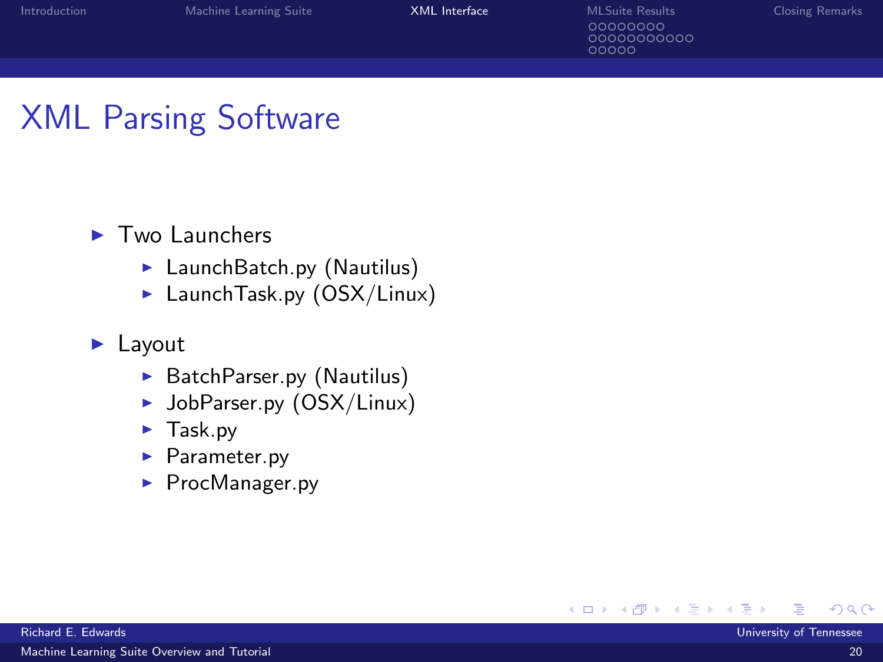# XML Parsing Software

- Two Launchers
  - LaunchBatch.py (Nautilus)
  - LaunchTask.py (OSX/Linux)
- Layout
  - BatchParser.py (Nautilus)
  - JobParser.py (OSX/Linux)
  - Task.py
  - Parameter.py
  - ProcManager.py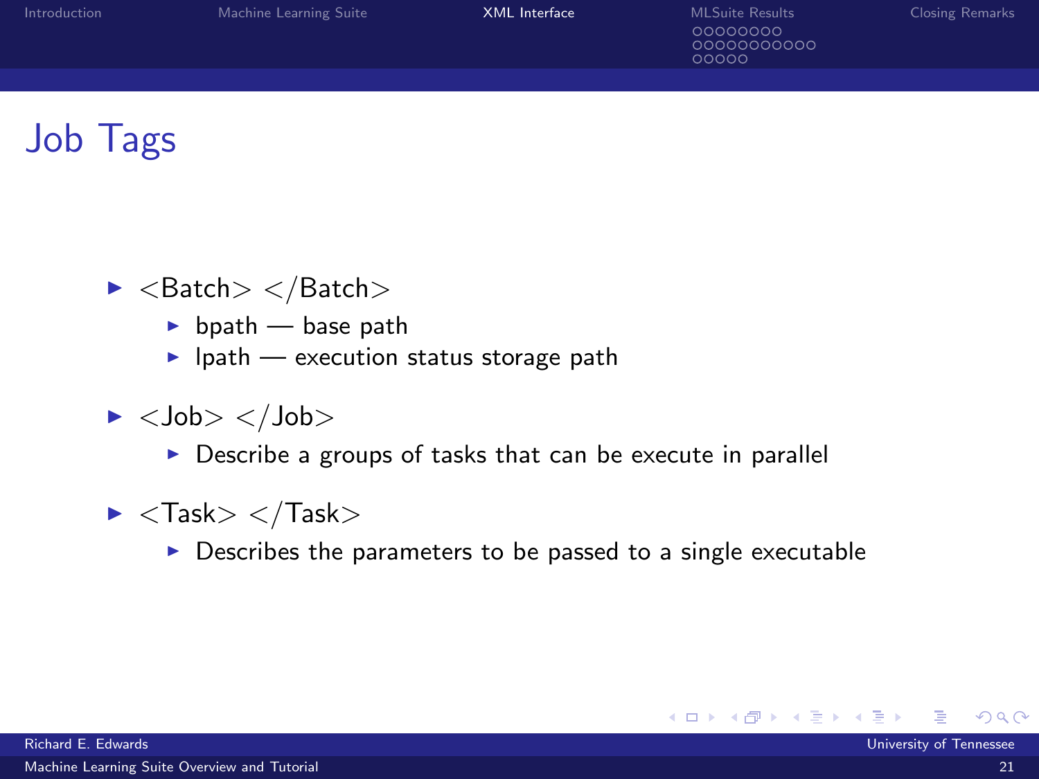# Job Tags

- <Batch> </Batch>
  - bpath — base path
  - lpath — execution status storage path
- <Job> </Job>
  - Describe a groups of tasks that can be execute in parallel
- <Task> </Task>
  - Describes the parameters to be passed to a single executable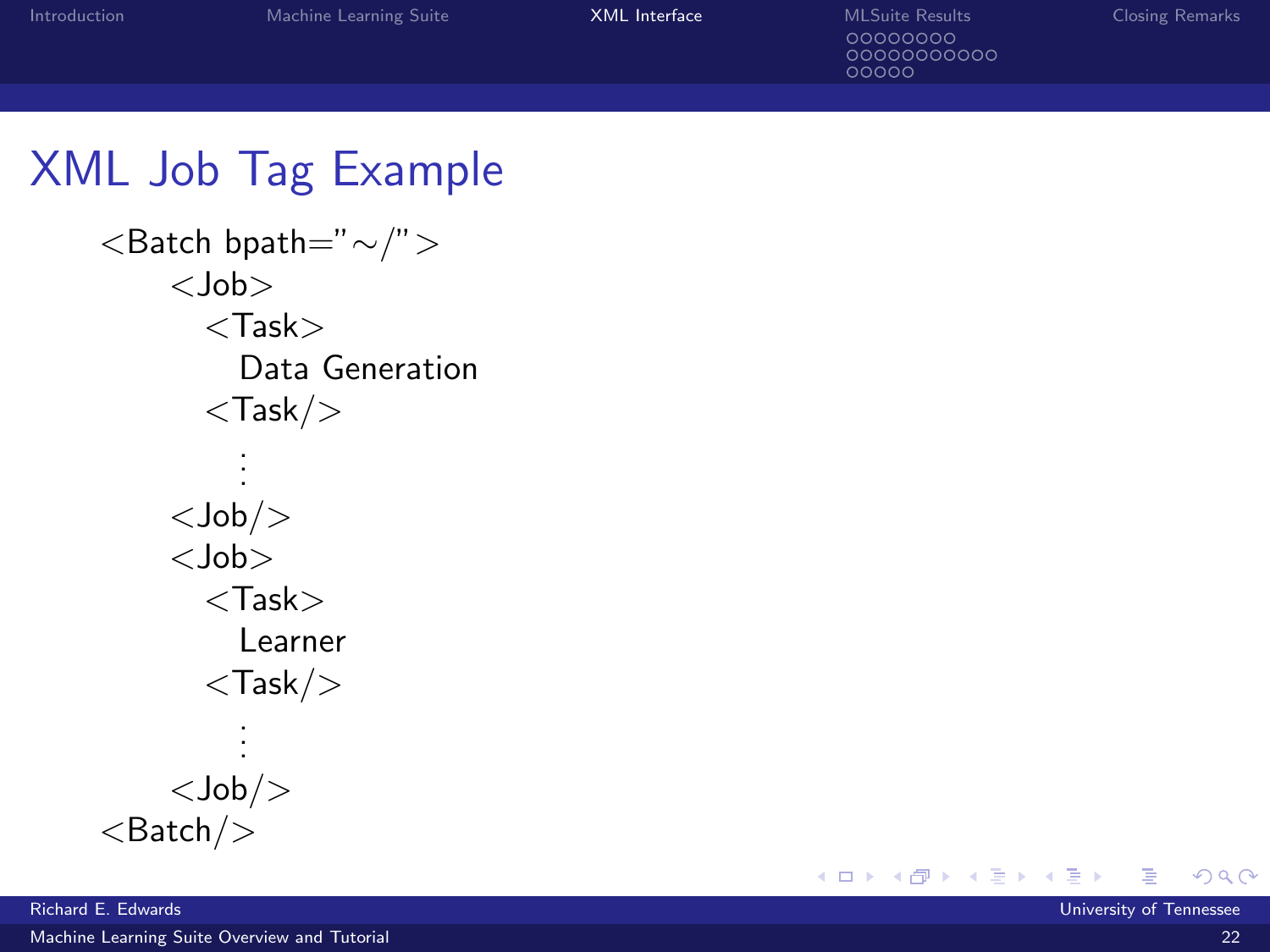# XML Job Tag Example

```
<Batch bpath="~/">
    <Job>
        <Task>
            Data Generation
        <Task/>
            ⋮
    <Job/>
    <Job>
        <Task>
            Learner
        <Task/>
            ⋮
    <Job/>
<Batch/>
```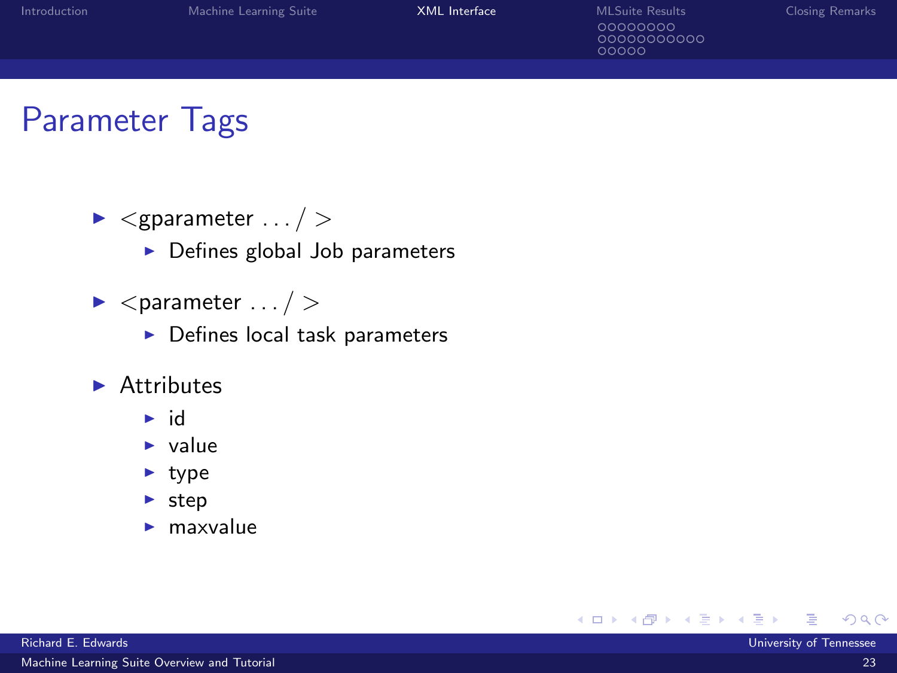# Parameter Tags

- <gparameter . . . / >
  - Defines global Job parameters
- <parameter . . . / >
  - Defines local task parameters
- Attributes
  - id
  - value
  - type
  - step
  - maxvalue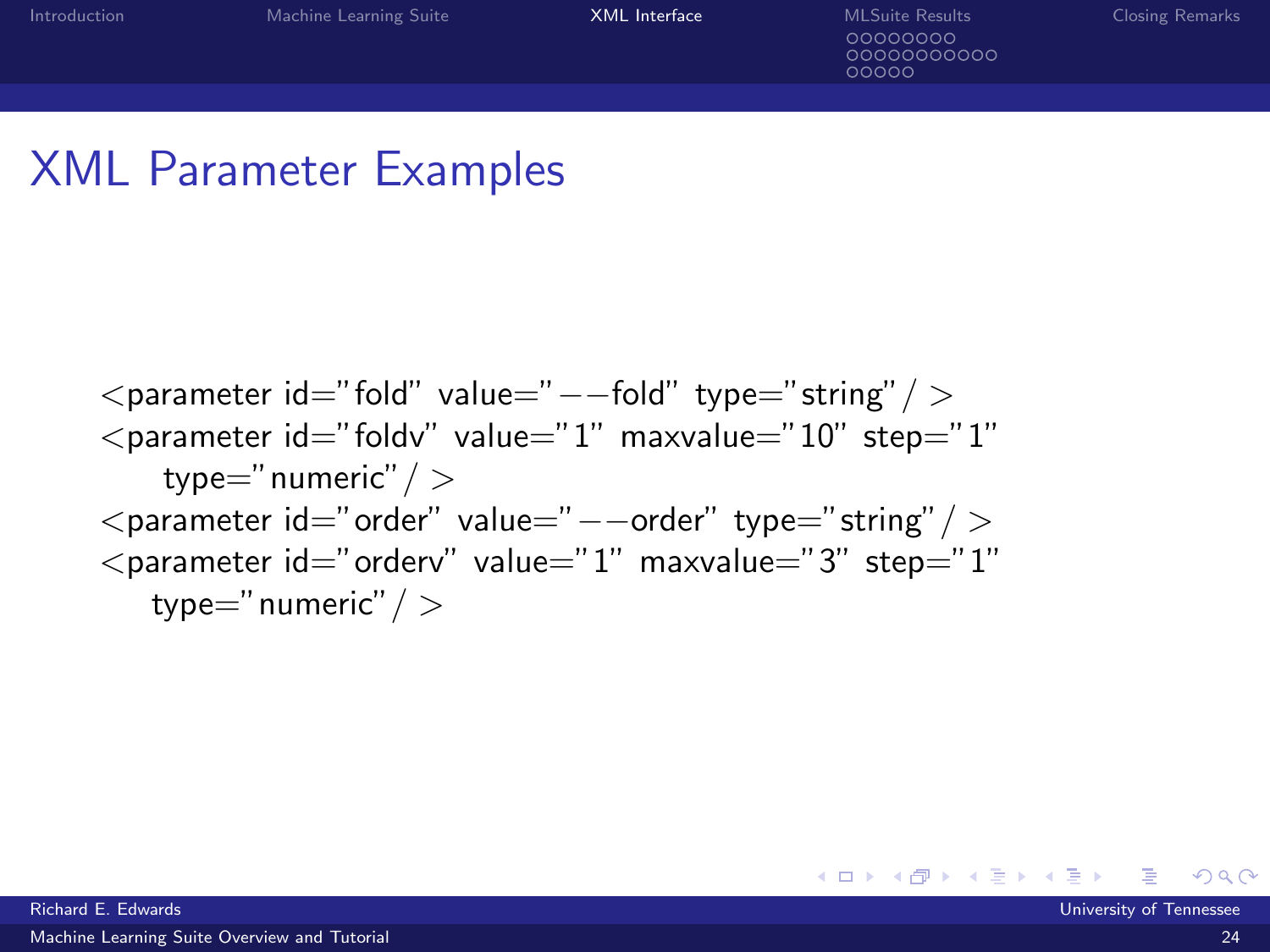# XML Parameter Examples

```
<parameter id="fold" value="--fold" type="string"/>
<parameter id="foldv" value="1" maxvalue="10" step="1"
    type="numeric"/>
<parameter id="order" value="--order" type="string"/>
<parameter id="orderv" value="1" maxvalue="3" step="1"
   type="numeric"/>
```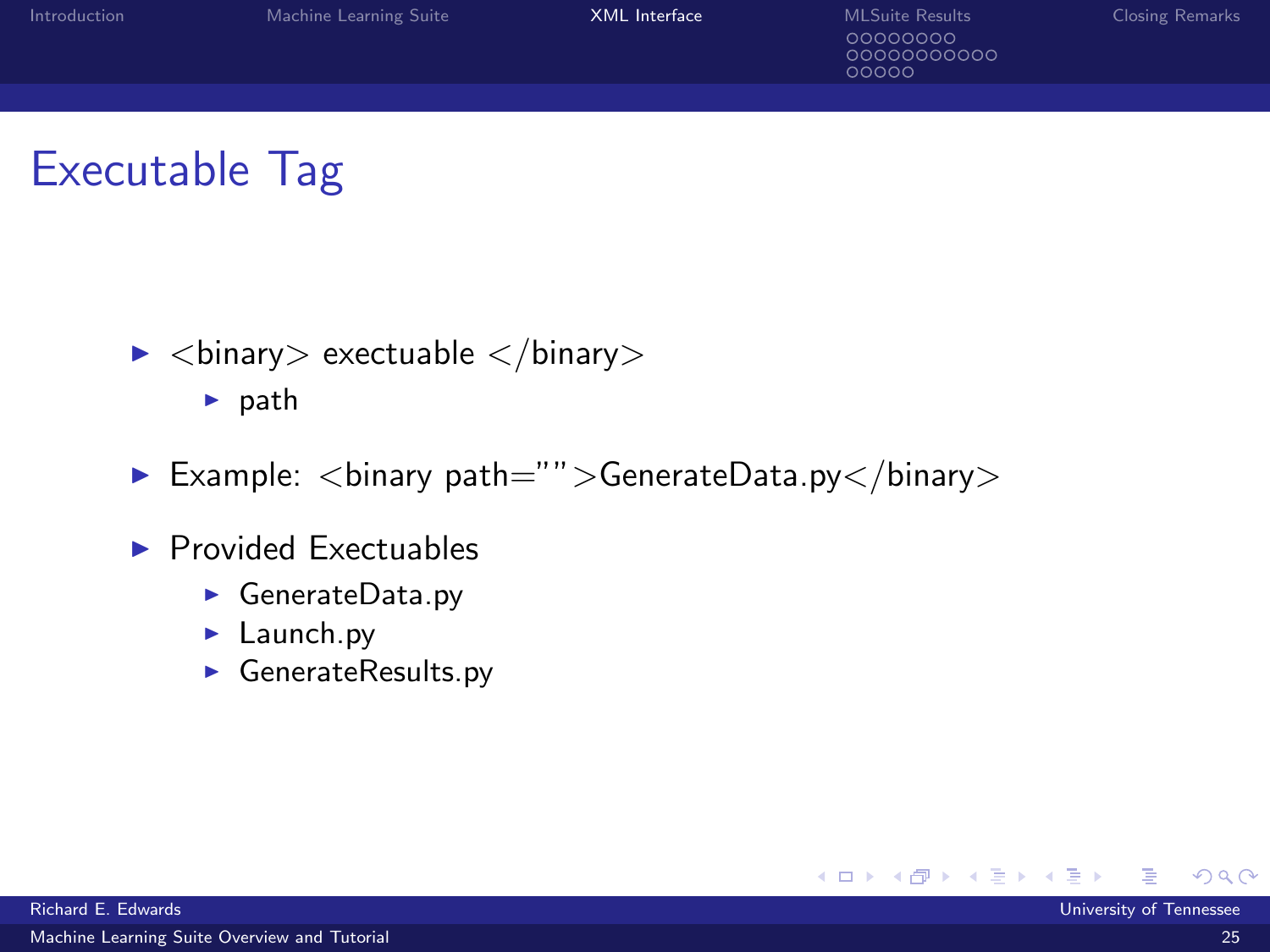# Executable Tag

- <binary> exectuable </binary>
  - path
- Example: <binary path="">GenerateData.py</binary>
- Provided Exectuables
  - GenerateData.py
  - Launch.py
  - GenerateResults.py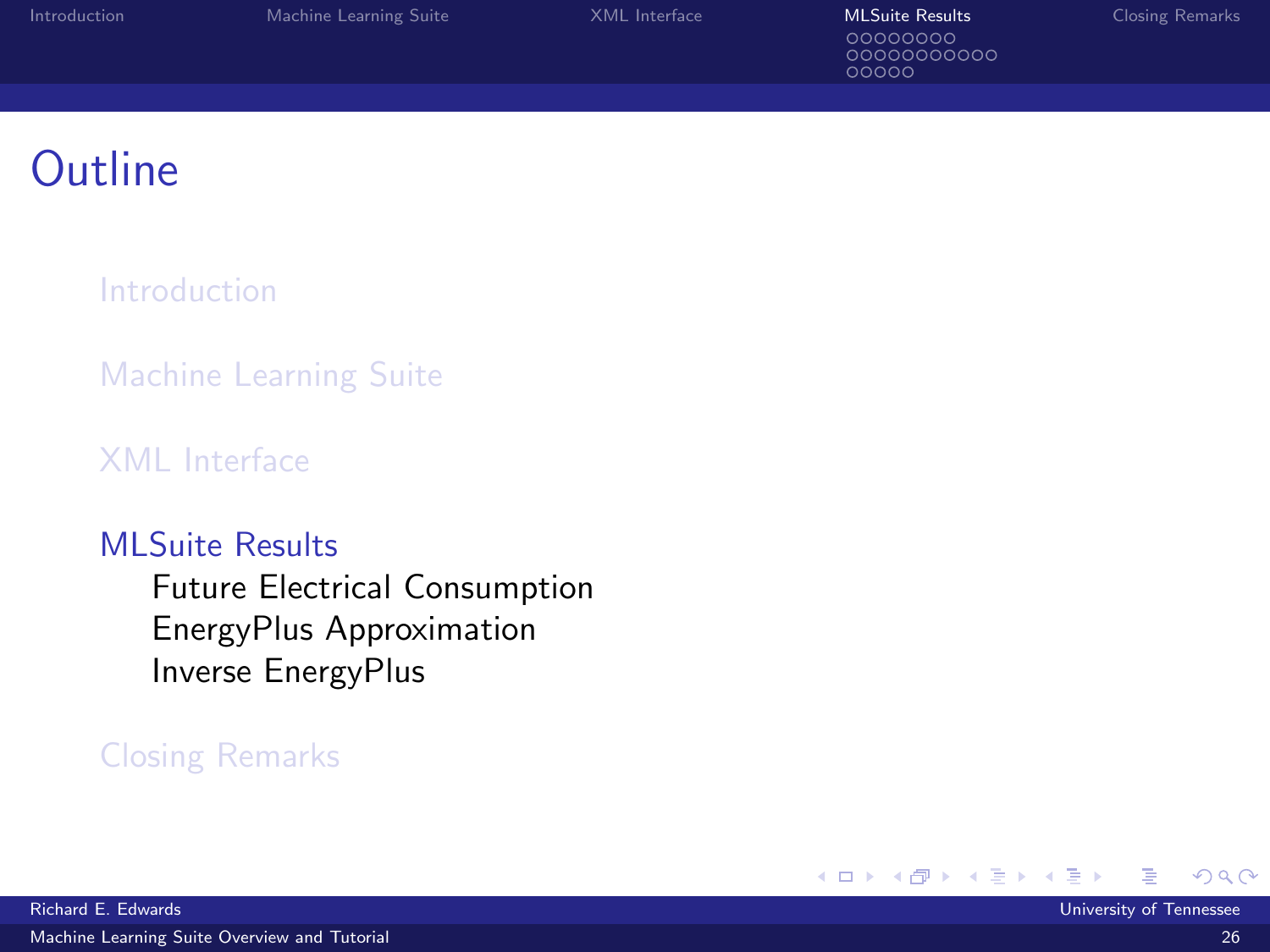# Outline

- Introduction
- Machine Learning Suite
- XML Interface
- MLSuite Results
  - Future Electrical Consumption
  - EnergyPlus Approximation
  - Inverse EnergyPlus
- Closing Remarks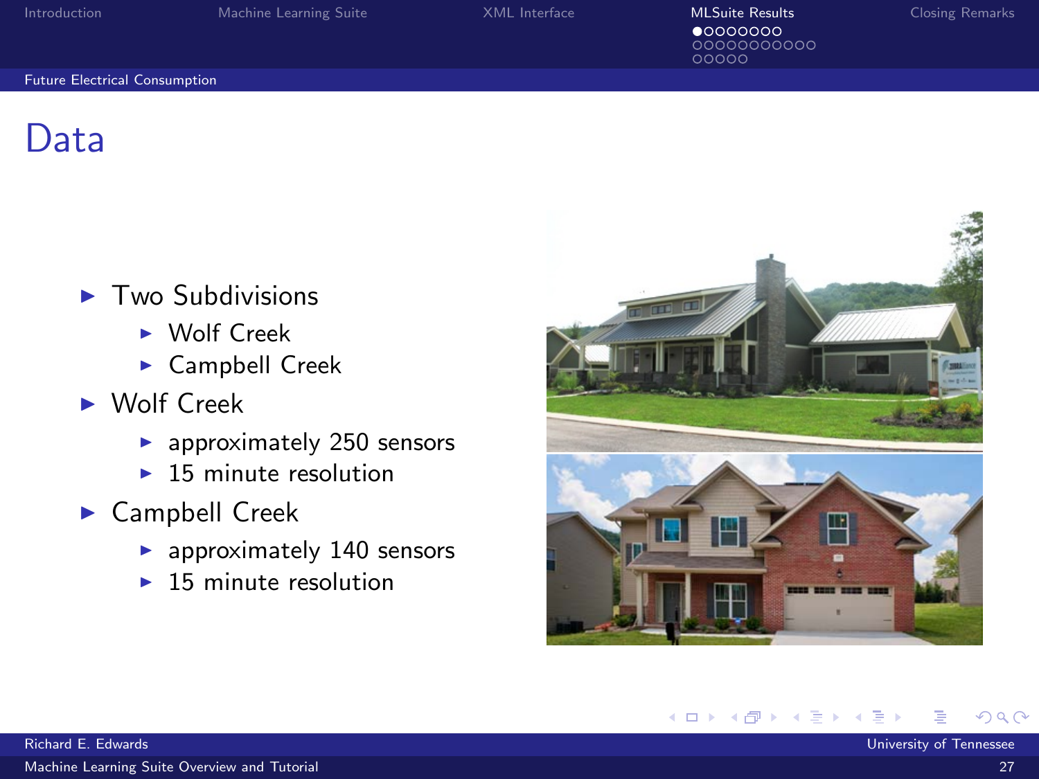# Data

- Two Subdivisions
  - Wolf Creek
  - Campbell Creek
- Wolf Creek
  - approximately 250 sensors
  - 15 minute resolution
- Campbell Creek
  - approximately 140 sensors
  - 15 minute resolution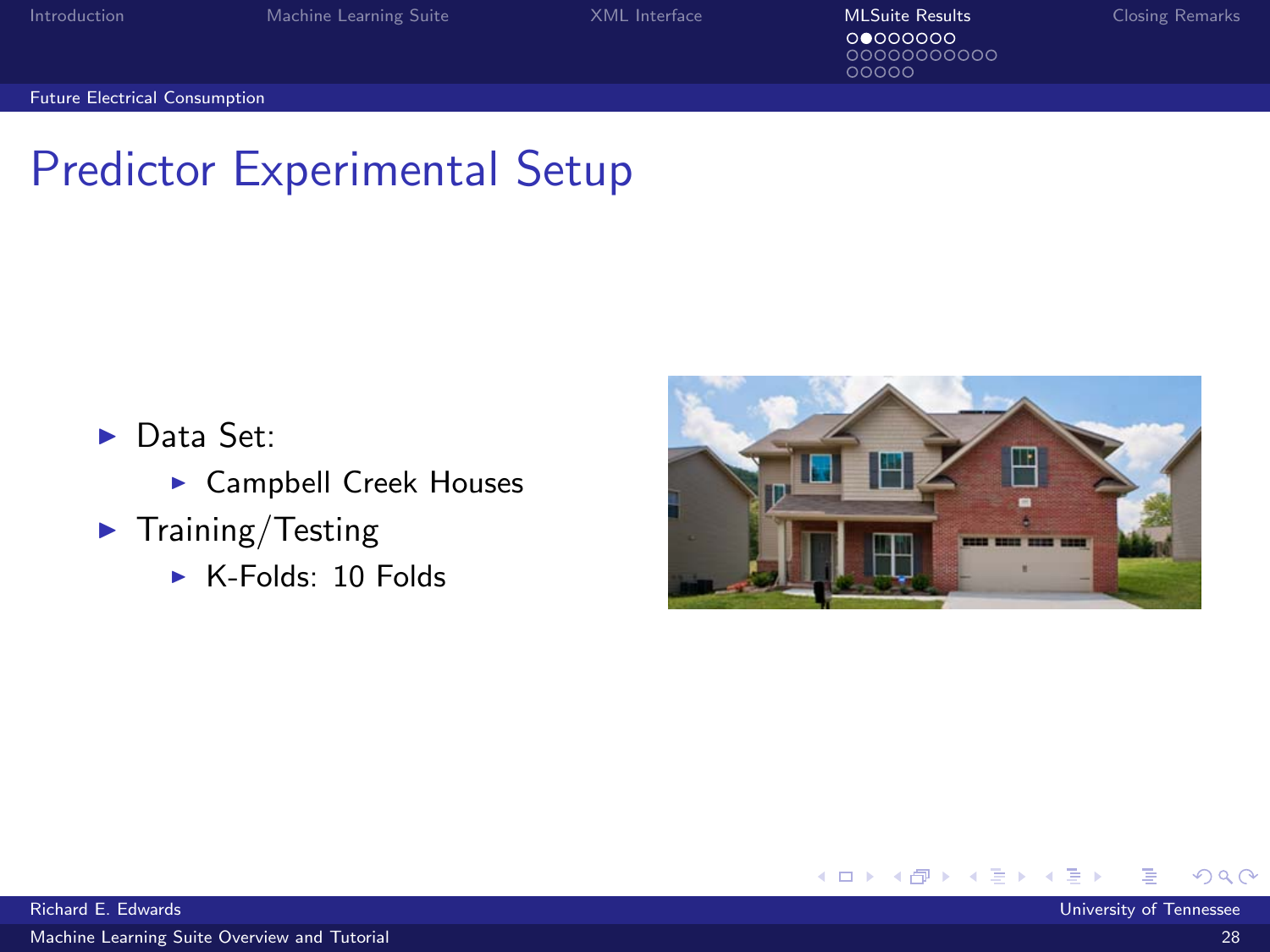# Predictor Experimental Setup

- Data Set:
  - Campbell Creek Houses
- Training/Testing
  - K-Folds: 10 Folds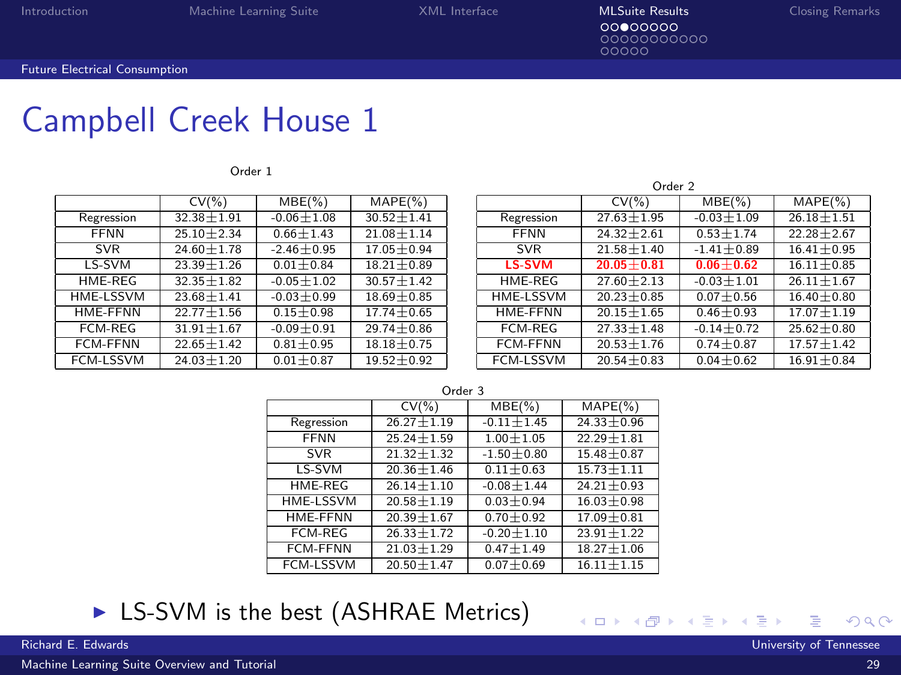# Campbell Creek House 1

Order 1

| | CV(%) | MBE(%) | MAPE(%) |
|---|---|---|---|
| Regression | 32.38±1.91 | -0.06±1.08 | 30.52±1.41 |
| FFNN | 25.10±2.34 | 0.66±1.43 | 21.08±1.14 |
| SVR | 24.60±1.78 | -2.46±0.95 | 17.05±0.94 |
| LS-SVM | 23.39±1.26 | 0.01±0.84 | 18.21±0.89 |
| HME-REG | 32.35±1.82 | -0.05±1.02 | 30.57±1.42 |
| HME-LSSVM | 23.68±1.41 | -0.03±0.99 | 18.69±0.85 |
| HME-FFNN | 22.77±1.56 | 0.15±0.98 | 17.74±0.65 |
| FCM-REG | 31.91±1.67 | -0.09±0.91 | 29.74±0.86 |
| FCM-FFNN | 22.65±1.42 | 0.81±0.95 | 18.18±0.75 |
| FCM-LSSVM | 24.03±1.20 | 0.01±0.87 | 19.52±0.92 |

Order 2

| | CV(%) | MBE(%) | MAPE(%) |
|---|---|---|---|
| Regression | 27.63±1.95 | -0.03±1.09 | 26.18±1.51 |
| FFNN | 24.32±2.61 | 0.53±1.74 | 22.28±2.67 |
| SVR | 21.58±1.40 | -1.41±0.89 | 16.41±0.95 |
| **LS-SVM** | **20.05±0.81** | **0.06±0.62** | 16.11±0.85 |
| HME-REG | 27.60±2.13 | -0.03±1.01 | 26.11±1.67 |
| HME-LSSVM | 20.23±0.85 | 0.07±0.56 | 16.40±0.80 |
| HME-FFNN | 20.15±1.65 | 0.46±0.93 | 17.07±1.19 |
| FCM-REG | 27.33±1.48 | -0.14±0.72 | 25.62±0.80 |
| FCM-FFNN | 20.53±1.76 | 0.74±0.87 | 17.57±1.42 |
| FCM-LSSVM | 20.54±0.83 | 0.04±0.62 | 16.91±0.84 |

Order 3

| | CV(%) | MBE(%) | MAPE(%) |
|---|---|---|---|
| Regression | 26.27±1.19 | -0.11±1.45 | 24.33±0.96 |
| FFNN | 25.24±1.59 | 1.00±1.05 | 22.29±1.81 |
| SVR | 21.32±1.32 | -1.50±0.80 | 15.48±0.87 |
| LS-SVM | 20.36±1.46 | 0.11±0.63 | 15.73±1.11 |
| HME-REG | 26.14±1.10 | -0.08±1.44 | 24.21±0.93 |
| HME-LSSVM | 20.58±1.19 | 0.03±0.94 | 16.03±0.98 |
| HME-FFNN | 20.39±1.67 | 0.70±0.92 | 17.09±0.81 |
| FCM-REG | 26.33±1.72 | -0.20±1.10 | 23.91±1.22 |
| FCM-FFNN | 21.03±1.29 | 0.47±1.49 | 18.27±1.06 |
| FCM-LSSVM | 20.50±1.47 | 0.07±0.69 | 16.11±1.15 |

- LS-SVM is the best (ASHRAE Metrics)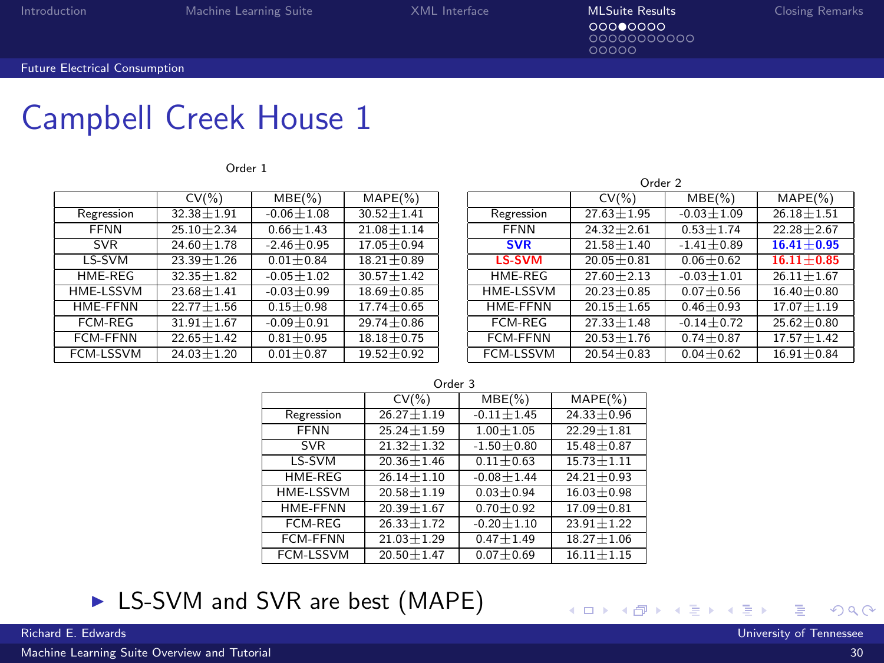# Campbell Creek House 1

Order 1

| | CV(%) | MBE(%) | MAPE(%) |
|---|---|---|---|
| Regression | 32.38±1.91 | -0.06±1.08 | 30.52±1.41 |
| FFNN | 25.10±2.34 | 0.66±1.43 | 21.08±1.14 |
| SVR | 24.60±1.78 | -2.46±0.95 | 17.05±0.94 |
| LS-SVM | 23.39±1.26 | 0.01±0.84 | 18.21±0.89 |
| HME-REG | 32.35±1.82 | -0.05±1.02 | 30.57±1.42 |
| HME-LSSVM | 23.68±1.41 | -0.03±0.99 | 18.69±0.85 |
| HME-FFNN | 22.77±1.56 | 0.15±0.98 | 17.74±0.65 |
| FCM-REG | 31.91±1.67 | -0.09±0.91 | 29.74±0.86 |
| FCM-FFNN | 22.65±1.42 | 0.81±0.95 | 18.18±0.75 |
| FCM-LSSVM | 24.03±1.20 | 0.01±0.87 | 19.52±0.92 |

Order 2

| | CV(%) | MBE(%) | MAPE(%) |
|---|---|---|---|
| Regression | 27.63±1.95 | -0.03±1.09 | 26.18±1.51 |
| FFNN | 24.32±2.61 | 0.53±1.74 | 22.28±2.67 |
| **SVR** | 21.58±1.40 | -1.41±0.89 | **16.41±0.95** |
| **LS-SVM** | 20.05±0.81 | 0.06±0.62 | **16.11±0.85** |
| HME-REG | 27.60±2.13 | -0.03±1.01 | 26.11±1.67 |
| HME-LSSVM | 20.23±0.85 | 0.07±0.56 | 16.40±0.80 |
| HME-FFNN | 20.15±1.65 | 0.46±0.93 | 17.07±1.19 |
| FCM-REG | 27.33±1.48 | -0.14±0.72 | 25.62±0.80 |
| FCM-FFNN | 20.53±1.76 | 0.74±0.87 | 17.57±1.42 |
| FCM-LSSVM | 20.54±0.83 | 0.04±0.62 | 16.91±0.84 |

Order 3

| | CV(%) | MBE(%) | MAPE(%) |
|---|---|---|---|
| Regression | 26.27±1.19 | -0.11±1.45 | 24.33±0.96 |
| FFNN | 25.24±1.59 | 1.00±1.05 | 22.29±1.81 |
| SVR | 21.32±1.32 | -1.50±0.80 | 15.48±0.87 |
| LS-SVM | 20.36±1.46 | 0.11±0.63 | 15.73±1.11 |
| HME-REG | 26.14±1.10 | -0.08±1.44 | 24.21±0.93 |
| HME-LSSVM | 20.58±1.19 | 0.03±0.94 | 16.03±0.98 |
| HME-FFNN | 20.39±1.67 | 0.70±0.92 | 17.09±0.81 |
| FCM-REG | 26.33±1.72 | -0.20±1.10 | 23.91±1.22 |
| FCM-FFNN | 21.03±1.29 | 0.47±1.49 | 18.27±1.06 |
| FCM-LSSVM | 20.50±1.47 | 0.07±0.69 | 16.11±1.15 |

- LS-SVM and SVR are best (MAPE)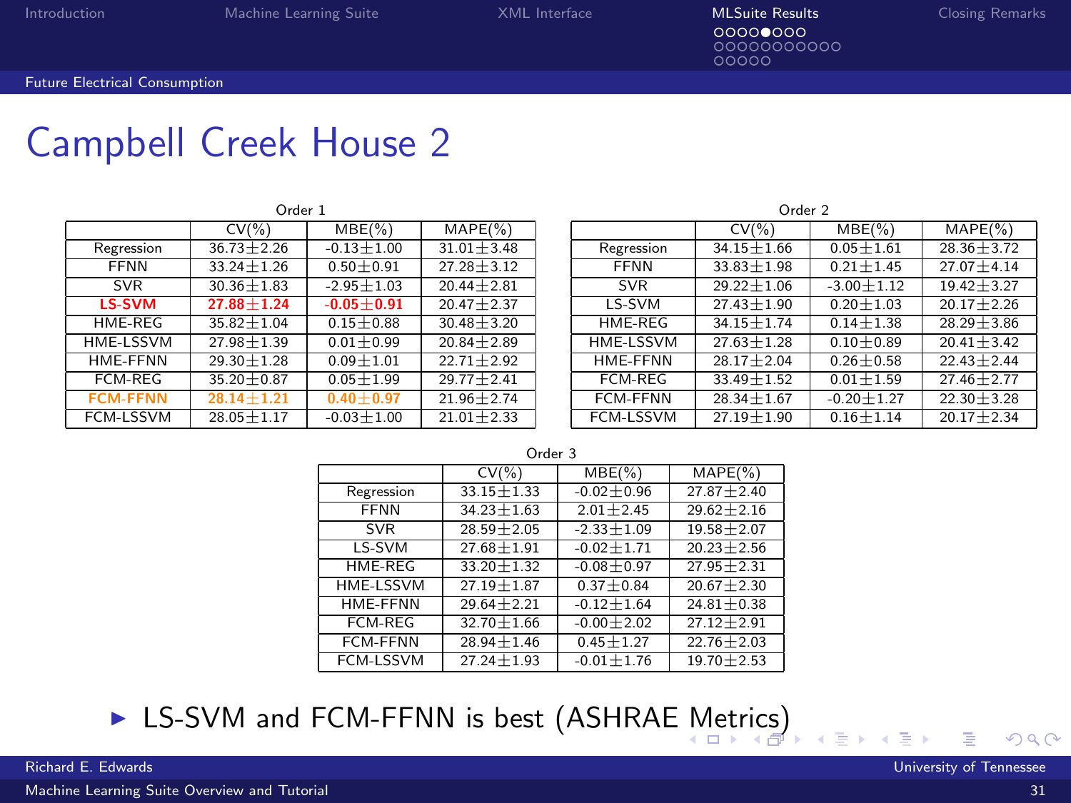## Future Electrical Consumption

# Campbell Creek House 2

**Order 1**

| | CV(%) | MBE(%) | MAPE(%) |
|---|---|---|---|
| Regression | 36.73±2.26 | -0.13±1.00 | 31.01±3.48 |
| FFNN | 33.24±1.26 | 0.50±0.91 | 27.28±3.12 |
| SVR | 30.36±1.83 | -2.95±1.03 | 20.44±2.81 |
| **LS-SVM** | **27.88±1.24** | **-0.05±0.91** | 20.47±2.37 |
| HME-REG | 35.82±1.04 | 0.15±0.88 | 30.48±3.20 |
| HME-LSSVM | 27.98±1.39 | 0.01±0.99 | 20.84±2.89 |
| HME-FFNN | 29.30±1.28 | 0.09±1.01 | 22.71±2.92 |
| FCM-REG | 35.20±0.87 | 0.05±1.99 | 29.77±2.41 |
| **FCM-FFNN** | **28.14±1.21** | **0.40±0.97** | 21.96±2.74 |
| FCM-LSSVM | 28.05±1.17 | -0.03±1.00 | 21.01±2.33 |

**Order 2**

| | CV(%) | MBE(%) | MAPE(%) |
|---|---|---|---|
| Regression | 34.15±1.66 | 0.05±1.61 | 28.36±3.72 |
| FFNN | 33.83±1.98 | 0.21±1.45 | 27.07±4.14 |
| SVR | 29.22±1.06 | -3.00±1.12 | 19.42±3.27 |
| LS-SVM | 27.43±1.90 | 0.20±1.03 | 20.17±2.26 |
| HME-REG | 34.15±1.74 | 0.14±1.38 | 28.29±3.86 |
| HME-LSSVM | 27.63±1.28 | 0.10±0.89 | 20.41±3.42 |
| HME-FFNN | 28.17±2.04 | 0.26±0.58 | 22.43±2.44 |
| FCM-REG | 33.49±1.52 | 0.01±1.59 | 27.46±2.77 |
| FCM-FFNN | 28.34±1.67 | -0.20±1.27 | 22.30±3.28 |
| FCM-LSSVM | 27.19±1.90 | 0.16±1.14 | 20.17±2.34 |

**Order 3**

| | CV(%) | MBE(%) | MAPE(%) |
|---|---|---|---|
| Regression | 33.15±1.33 | -0.02±0.96 | 27.87±2.40 |
| FFNN | 34.23±1.63 | 2.01±2.45 | 29.62±2.16 |
| SVR | 28.59±2.05 | -2.33±1.09 | 19.58±2.07 |
| LS-SVM | 27.68±1.91 | -0.02±1.71 | 20.23±2.56 |
| HME-REG | 33.20±1.32 | -0.08±0.97 | 27.95±2.31 |
| HME-LSSVM | 27.19±1.87 | 0.37±0.84 | 20.67±2.30 |
| HME-FFNN | 29.64±2.21 | -0.12±1.64 | 24.81±0.38 |
| FCM-REG | 32.70±1.66 | -0.00±2.02 | 27.12±2.91 |
| FCM-FFNN | 28.94±1.46 | 0.45±1.27 | 22.76±2.03 |
| FCM-LSSVM | 27.24±1.93 | -0.01±1.76 | 19.70±2.53 |

- LS-SVM and FCM-FFNN is best (ASHRAE Metrics)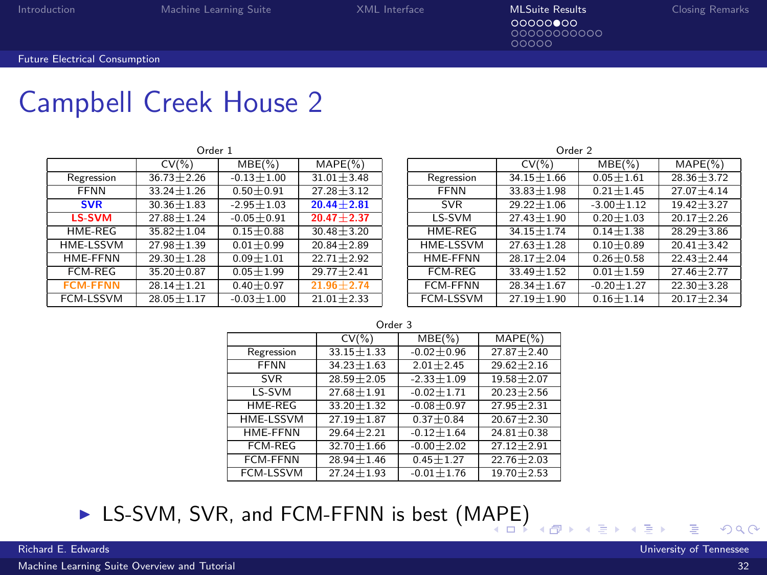# Campbell Creek House 2

Order 1

| | CV(%) | MBE(%) | MAPE(%) |
|---|---|---|---|
| Regression | 36.73±2.26 | -0.13±1.00 | 31.01±3.48 |
| FFNN | 33.24±1.26 | 0.50±0.91 | 27.28±3.12 |
| **SVR** | 30.36±1.83 | -2.95±1.03 | **20.44±2.81** |
| **LS-SVM** | 27.88±1.24 | -0.05±0.91 | **20.47±2.37** |
| HME-REG | 35.82±1.04 | 0.15±0.88 | 30.48±3.20 |
| HME-LSSVM | 27.98±1.39 | 0.01±0.99 | 20.84±2.89 |
| HME-FFNN | 29.30±1.28 | 0.09±1.01 | 22.71±2.92 |
| FCM-REG | 35.20±0.87 | 0.05±1.99 | 29.77±2.41 |
| **FCM-FFNN** | 28.14±1.21 | 0.40±0.97 | **21.96±2.74** |
| FCM-LSSVM | 28.05±1.17 | -0.03±1.00 | 21.01±2.33 |

Order 2

| | CV(%) | MBE(%) | MAPE(%) |
|---|---|---|---|
| Regression | 34.15±1.66 | 0.05±1.61 | 28.36±3.72 |
| FFNN | 33.83±1.98 | 0.21±1.45 | 27.07±4.14 |
| SVR | 29.22±1.06 | -3.00±1.12 | 19.42±3.27 |
| LS-SVM | 27.43±1.90 | 0.20±1.03 | 20.17±2.26 |
| HME-REG | 34.15±1.74 | 0.14±1.38 | 28.29±3.86 |
| HME-LSSVM | 27.63±1.28 | 0.10±0.89 | 20.41±3.42 |
| HME-FFNN | 28.17±2.04 | 0.26±0.58 | 22.43±2.44 |
| FCM-REG | 33.49±1.52 | 0.01±1.59 | 27.46±2.77 |
| FCM-FFNN | 28.34±1.67 | -0.20±1.27 | 22.30±3.28 |
| FCM-LSSVM | 27.19±1.90 | 0.16±1.14 | 20.17±2.34 |

Order 3

| | CV(%) | MBE(%) | MAPE(%) |
|---|---|---|---|
| Regression | 33.15±1.33 | -0.02±0.96 | 27.87±2.40 |
| FFNN | 34.23±1.63 | 2.01±2.45 | 29.62±2.16 |
| SVR | 28.59±2.05 | -2.33±1.09 | 19.58±2.07 |
| LS-SVM | 27.68±1.91 | -0.02±1.71 | 20.23±2.56 |
| HME-REG | 33.20±1.32 | -0.08±0.97 | 27.95±2.31 |
| HME-LSSVM | 27.19±1.87 | 0.37±0.84 | 20.67±2.30 |
| HME-FFNN | 29.64±2.21 | -0.12±1.64 | 24.81±0.38 |
| FCM-REG | 32.70±1.66 | -0.00±2.02 | 27.12±2.91 |
| FCM-FFNN | 28.94±1.46 | 0.45±1.27 | 22.76±2.03 |
| FCM-LSSVM | 27.24±1.93 | -0.01±1.76 | 19.70±2.53 |

- LS-SVM, SVR, and FCM-FFNN is best (MAPE)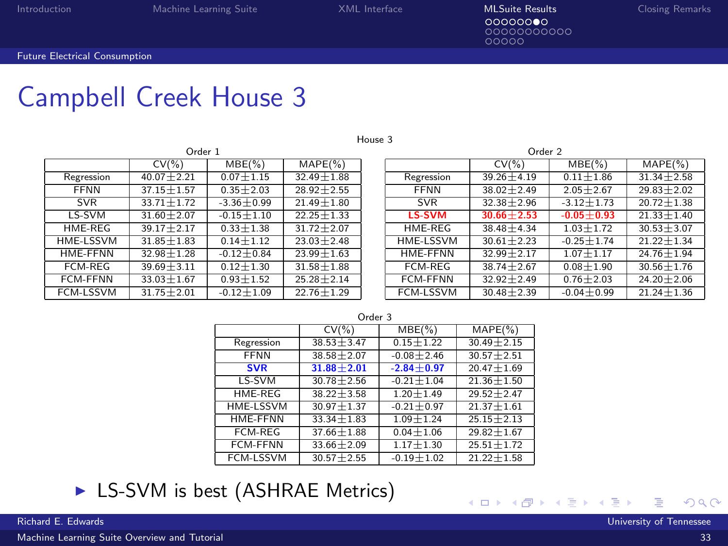# Campbell Creek House 3

House 3

Order 1

| | CV(%) | MBE(%) | MAPE(%) |
|---|---|---|---|
| Regression | 40.07±2.21 | 0.07±1.15 | 32.49±1.88 |
| FFNN | 37.15±1.57 | 0.35±2.03 | 28.92±2.55 |
| SVR | 33.71±1.72 | -3.36±0.99 | 21.49±1.80 |
| LS-SVM | 31.60±2.07 | -0.15±1.10 | 22.25±1.33 |
| HME-REG | 39.17±2.17 | 0.33±1.38 | 31.72±2.07 |
| HME-LSSVM | 31.85±1.83 | 0.14±1.12 | 23.03±2.48 |
| HME-FFNN | 32.98±1.28 | -0.12±0.84 | 23.99±1.63 |
| FCM-REG | 39.69±3.11 | 0.12±1.30 | 31.58±1.88 |
| FCM-FFNN | 33.03±1.67 | 0.93±1.52 | 25.28±2.14 |
| FCM-LSSVM | 31.75±2.01 | -0.12±1.09 | 22.76±1.29 |

Order 2

| | CV(%) | MBE(%) | MAPE(%) |
|---|---|---|---|
| Regression | 39.26±4.19 | 0.11±1.86 | 31.34±2.58 |
| FFNN | 38.02±2.49 | 2.05±2.67 | 29.83±2.02 |
| SVR | 32.38±2.96 | -3.12±1.73 | 20.72±1.38 |
| **LS-SVM** | **30.66±2.53** | **-0.05±0.93** | 21.33±1.40 |
| HME-REG | 38.48±4.34 | 1.03±1.72 | 30.53±3.07 |
| HME-LSSVM | 30.61±2.23 | -0.25±1.74 | 21.22±1.34 |
| HME-FFNN | 32.99±2.17 | 1.07±1.17 | 24.76±1.94 |
| FCM-REG | 38.74±2.67 | 0.08±1.90 | 30.56±1.76 |
| FCM-FFNN | 32.92±2.49 | 0.76±2.03 | 24.20±2.06 |
| FCM-LSSVM | 30.48±2.39 | -0.04±0.99 | 21.24±1.36 |

Order 3

| | CV(%) | MBE(%) | MAPE(%) |
|---|---|---|---|
| Regression | 38.53±3.47 | 0.15±1.22 | 30.49±2.15 |
| FFNN | 38.58±2.07 | -0.08±2.46 | 30.57±2.51 |
| **SVR** | **31.88±2.01** | **-2.84±0.97** | 20.47±1.69 |
| LS-SVM | 30.78±2.56 | -0.21±1.04 | 21.36±1.50 |
| HME-REG | 38.22±3.58 | 1.20±1.49 | 29.52±2.47 |
| HME-LSSVM | 30.97±1.37 | -0.21±0.97 | 21.37±1.61 |
| HME-FFNN | 33.34±1.83 | 1.09±1.24 | 25.15±2.13 |
| FCM-REG | 37.66±1.88 | 0.04±1.06 | 29.82±1.67 |
| FCM-FFNN | 33.66±2.09 | 1.17±1.30 | 25.51±1.72 |
| FCM-LSSVM | 30.57±2.55 | -0.19±1.02 | 21.22±1.58 |

- LS-SVM is best (ASHRAE Metrics)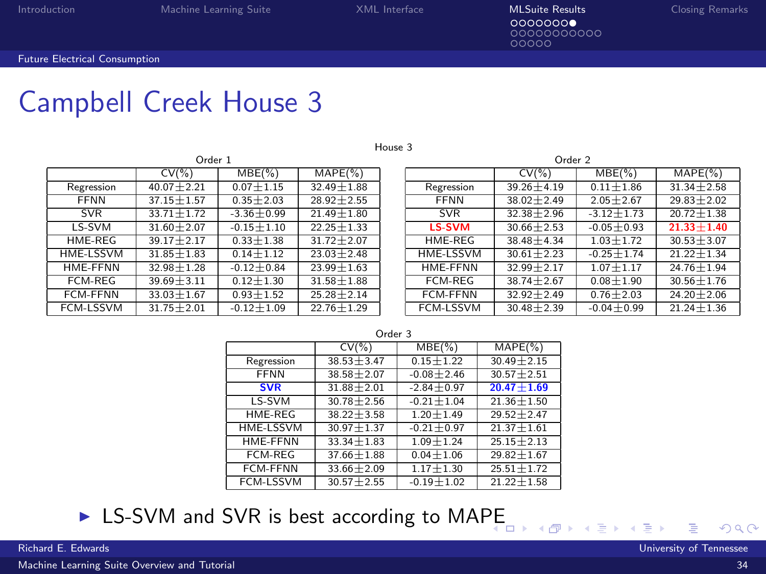# Campbell Creek House 3

House 3

Order 1

| | CV(%) | MBE(%) | MAPE(%) |
|---|---|---|---|
| Regression | 40.07±2.21 | 0.07±1.15 | 32.49±1.88 |
| FFNN | 37.15±1.57 | 0.35±2.03 | 28.92±2.55 |
| SVR | 33.71±1.72 | -3.36±0.99 | 21.49±1.80 |
| LS-SVM | 31.60±2.07 | -0.15±1.10 | 22.25±1.33 |
| HME-REG | 39.17±2.17 | 0.33±1.38 | 31.72±2.07 |
| HME-LSSVM | 31.85±1.83 | 0.14±1.12 | 23.03±2.48 |
| HME-FFNN | 32.98±1.28 | -0.12±0.84 | 23.99±1.63 |
| FCM-REG | 39.69±3.11 | 0.12±1.30 | 31.58±1.88 |
| FCM-FFNN | 33.03±1.67 | 0.93±1.52 | 25.28±2.14 |
| FCM-LSSVM | 31.75±2.01 | -0.12±1.09 | 22.76±1.29 |

Order 2

| | CV(%) | MBE(%) | MAPE(%) |
|---|---|---|---|
| Regression | 39.26±4.19 | 0.11±1.86 | 31.34±2.58 |
| FFNN | 38.02±2.49 | 2.05±2.67 | 29.83±2.02 |
| SVR | 32.38±2.96 | -3.12±1.73 | 20.72±1.38 |
| **LS-SVM** | 30.66±2.53 | -0.05±0.93 | **21.33±1.40** |
| HME-REG | 38.48±4.34 | 1.03±1.72 | 30.53±3.07 |
| HME-LSSVM | 30.61±2.23 | -0.25±1.74 | 21.22±1.34 |
| HME-FFNN | 32.99±2.17 | 1.07±1.17 | 24.76±1.94 |
| FCM-REG | 38.74±2.67 | 0.08±1.90 | 30.56±1.76 |
| FCM-FFNN | 32.92±2.49 | 0.76±2.03 | 24.20±2.06 |
| FCM-LSSVM | 30.48±2.39 | -0.04±0.99 | 21.24±1.36 |

Order 3

| | CV(%) | MBE(%) | MAPE(%) |
|---|---|---|---|
| Regression | 38.53±3.47 | 0.15±1.22 | 30.49±2.15 |
| FFNN | 38.58±2.07 | -0.08±2.46 | 30.57±2.51 |
| **SVR** | 31.88±2.01 | -2.84±0.97 | **20.47±1.69** |
| LS-SVM | 30.78±2.56 | -0.21±1.04 | 21.36±1.50 |
| HME-REG | 38.22±3.58 | 1.20±1.49 | 29.52±2.47 |
| HME-LSSVM | 30.97±1.37 | -0.21±0.97 | 21.37±1.61 |
| HME-FFNN | 33.34±1.83 | 1.09±1.24 | 25.15±2.13 |
| FCM-REG | 37.66±1.88 | 0.04±1.06 | 29.82±1.67 |
| FCM-FFNN | 33.66±2.09 | 1.17±1.30 | 25.51±1.72 |
| FCM-LSSVM | 30.57±2.55 | -0.19±1.02 | 21.22±1.58 |

- LS-SVM and SVR is best according to MAPE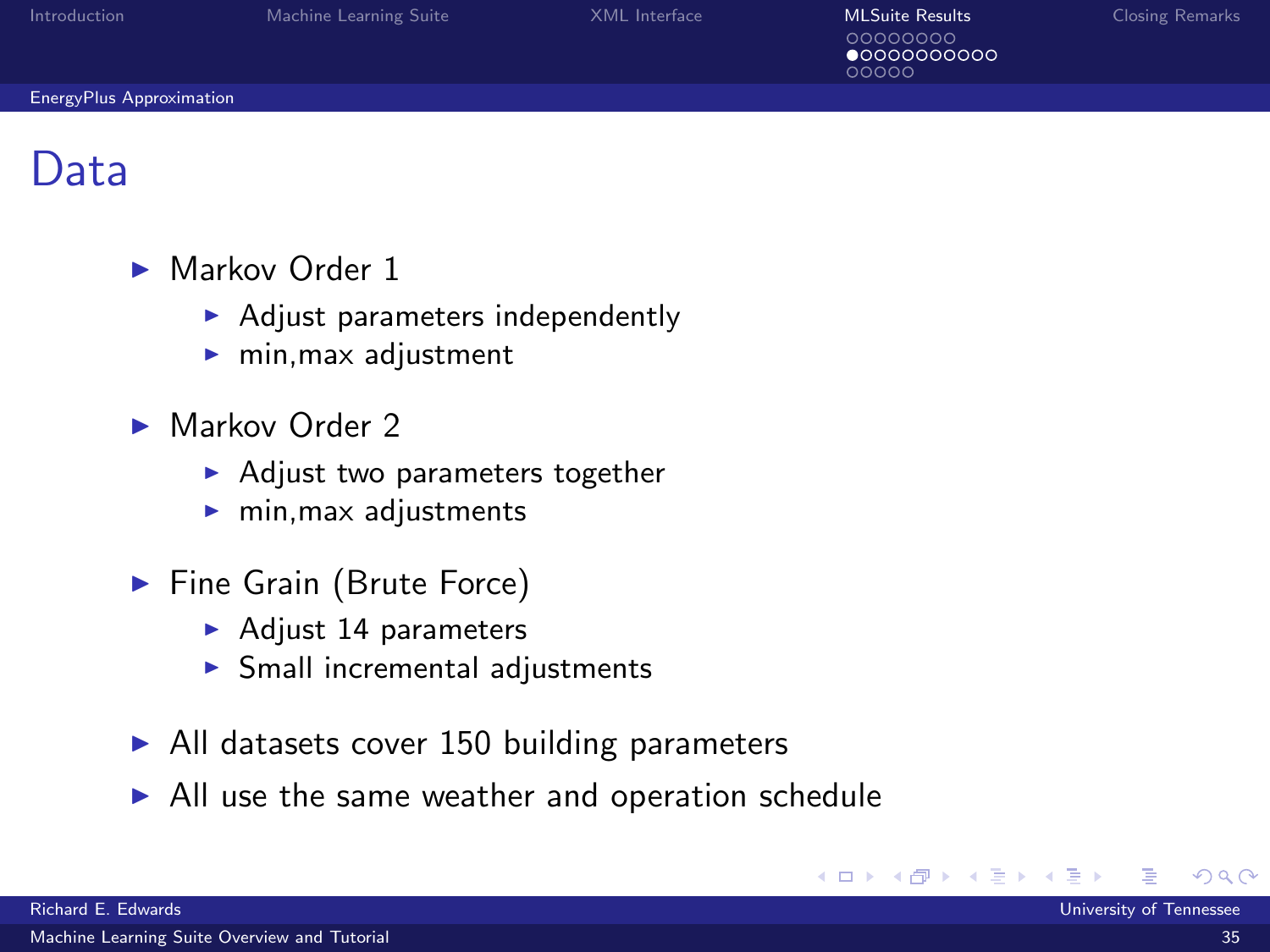# Data

- Markov Order 1
  - Adjust parameters independently
  - min,max adjustment
- Markov Order 2
  - Adjust two parameters together
  - min,max adjustments
- Fine Grain (Brute Force)
  - Adjust 14 parameters
  - Small incremental adjustments
- All datasets cover 150 building parameters
- All use the same weather and operation schedule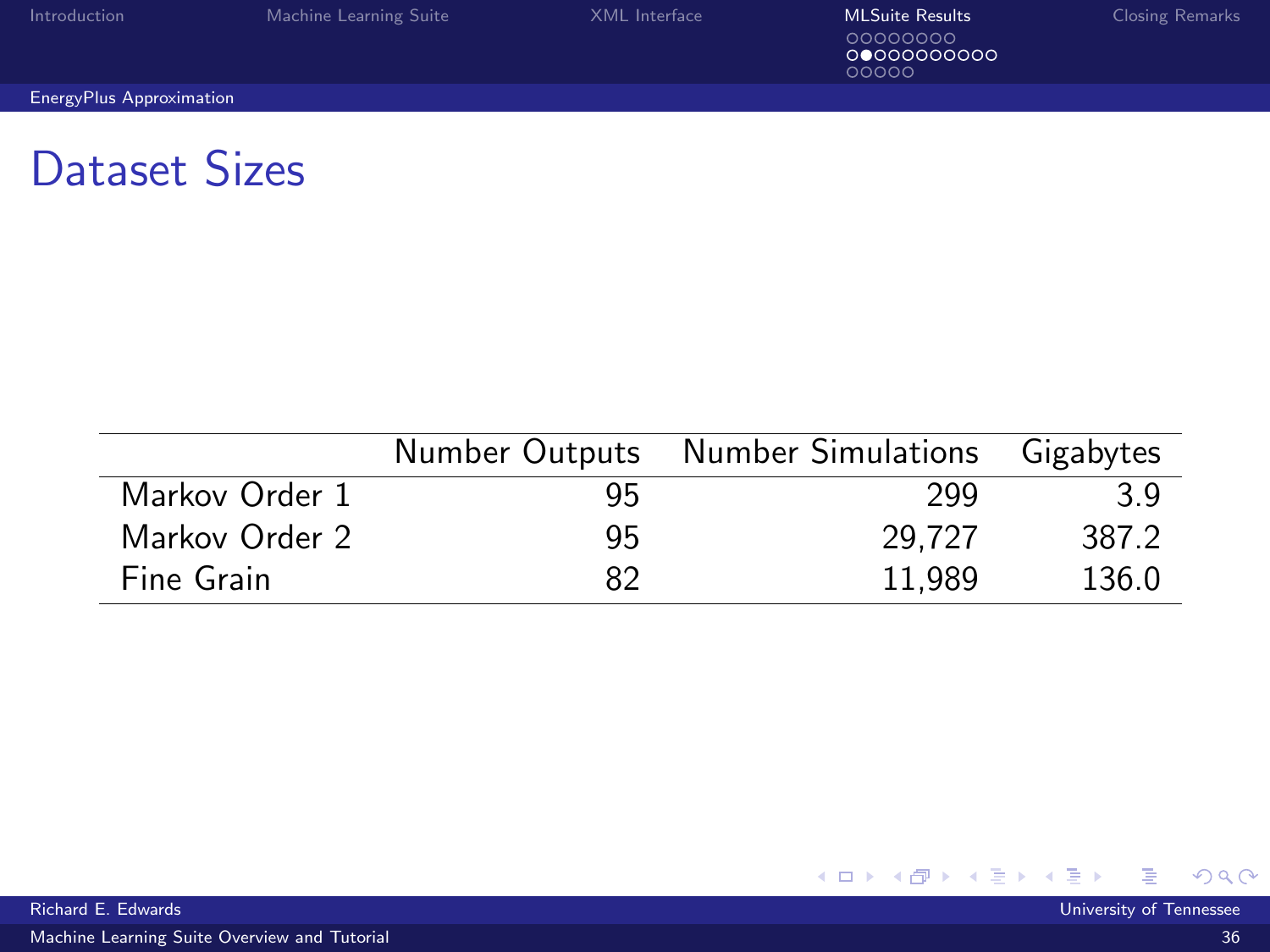## Dataset Sizes

| | Number Outputs | Number Simulations | Gigabytes |
|---|---|---|---|
| Markov Order 1 | 95 | 299 | 3.9 |
| Markov Order 2 | 95 | 29,727 | 387.2 |
| Fine Grain | 82 | 11,989 | 136.0 |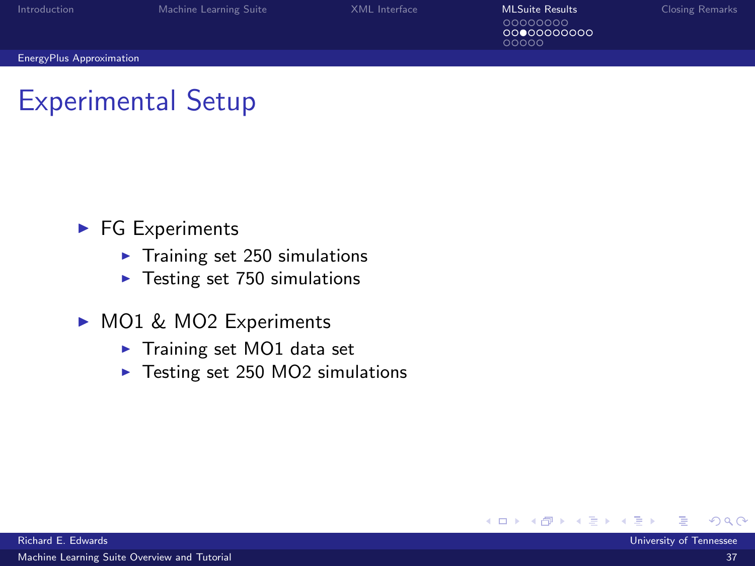# Experimental Setup

- FG Experiments
  - Training set 250 simulations
  - Testing set 750 simulations
- MO1 & MO2 Experiments
  - Training set MO1 data set
  - Testing set 250 MO2 simulations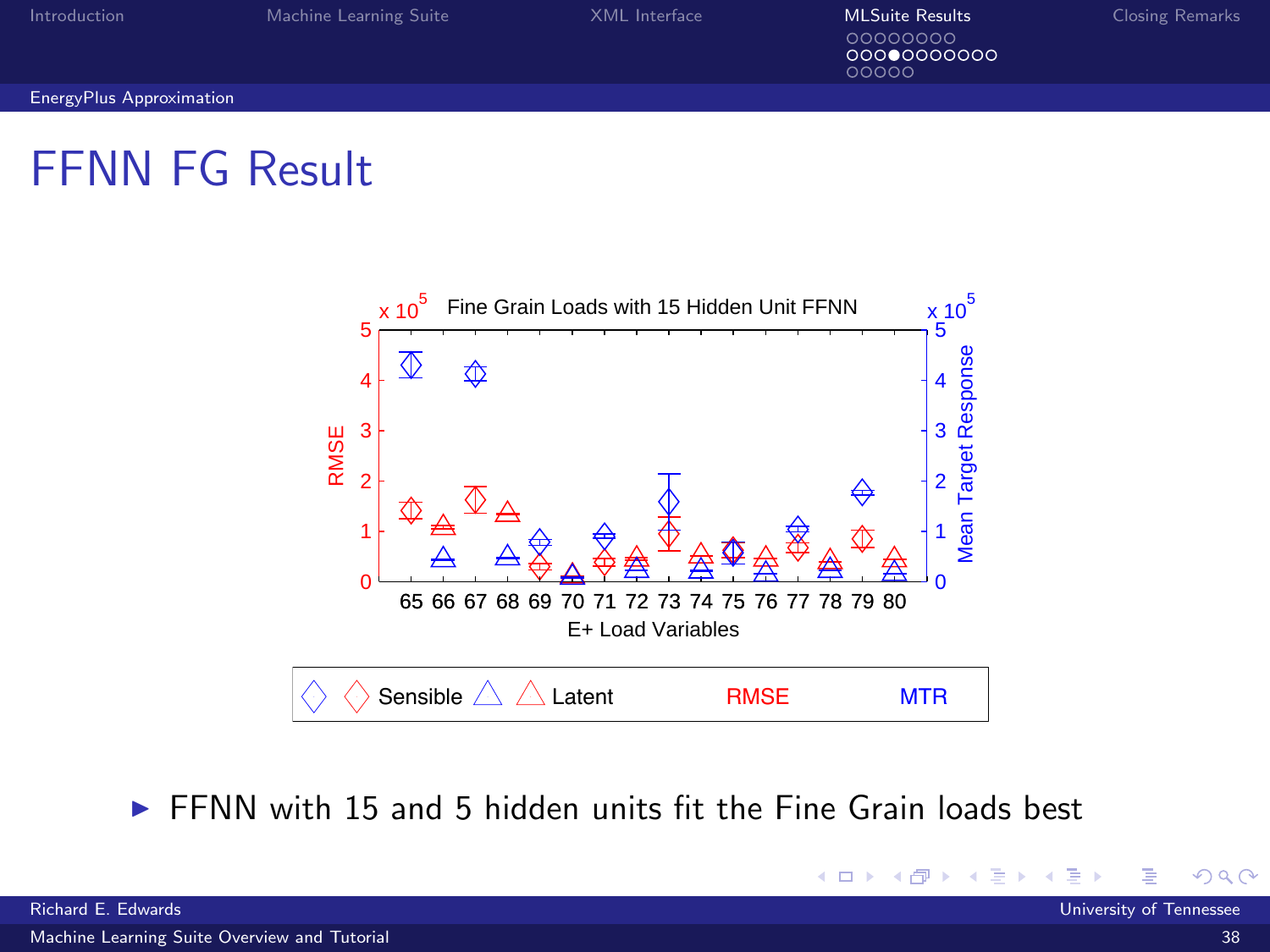# FFNN FG Result

- FFNN with 15 and 5 hidden units fit the Fine Grain loads best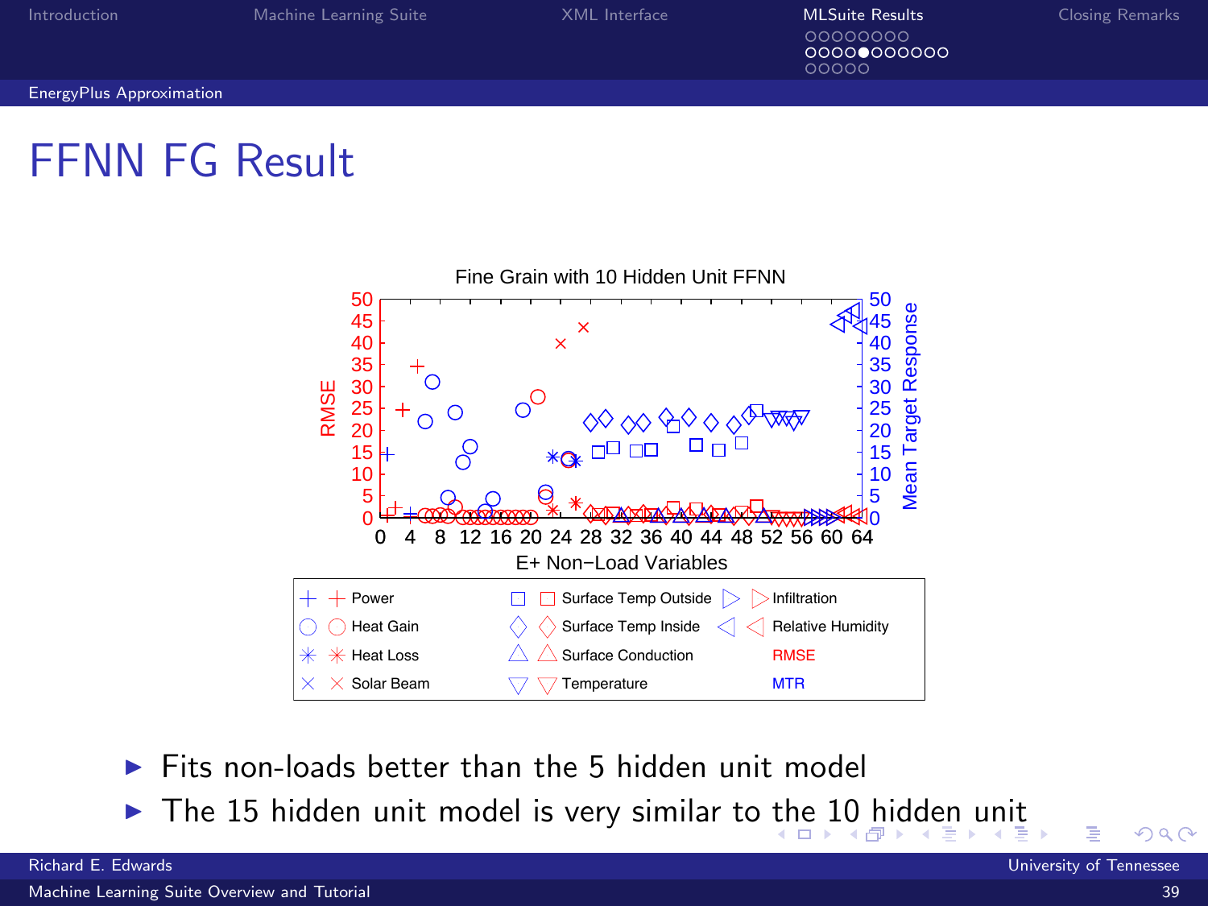# FFNN FG Result

Fine Grain with 10 Hidden Unit FFNN

- Fits non-loads better than the 5 hidden unit model
- The 15 hidden unit model is very similar to the 10 hidden unit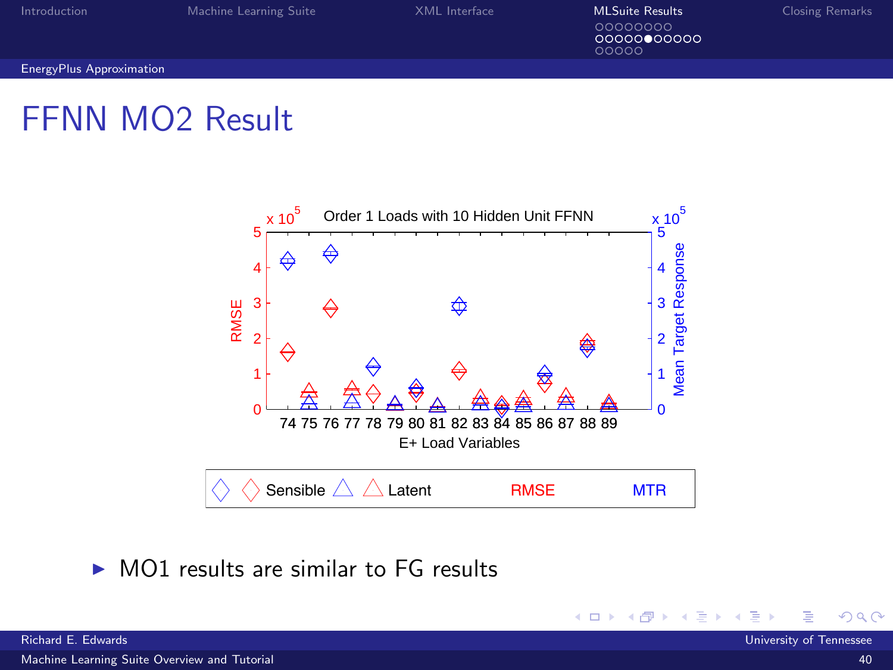# FFNN MO2 Result

Order 1 Loads with 10 Hidden Unit FFNN

- MO1 results are similar to FG results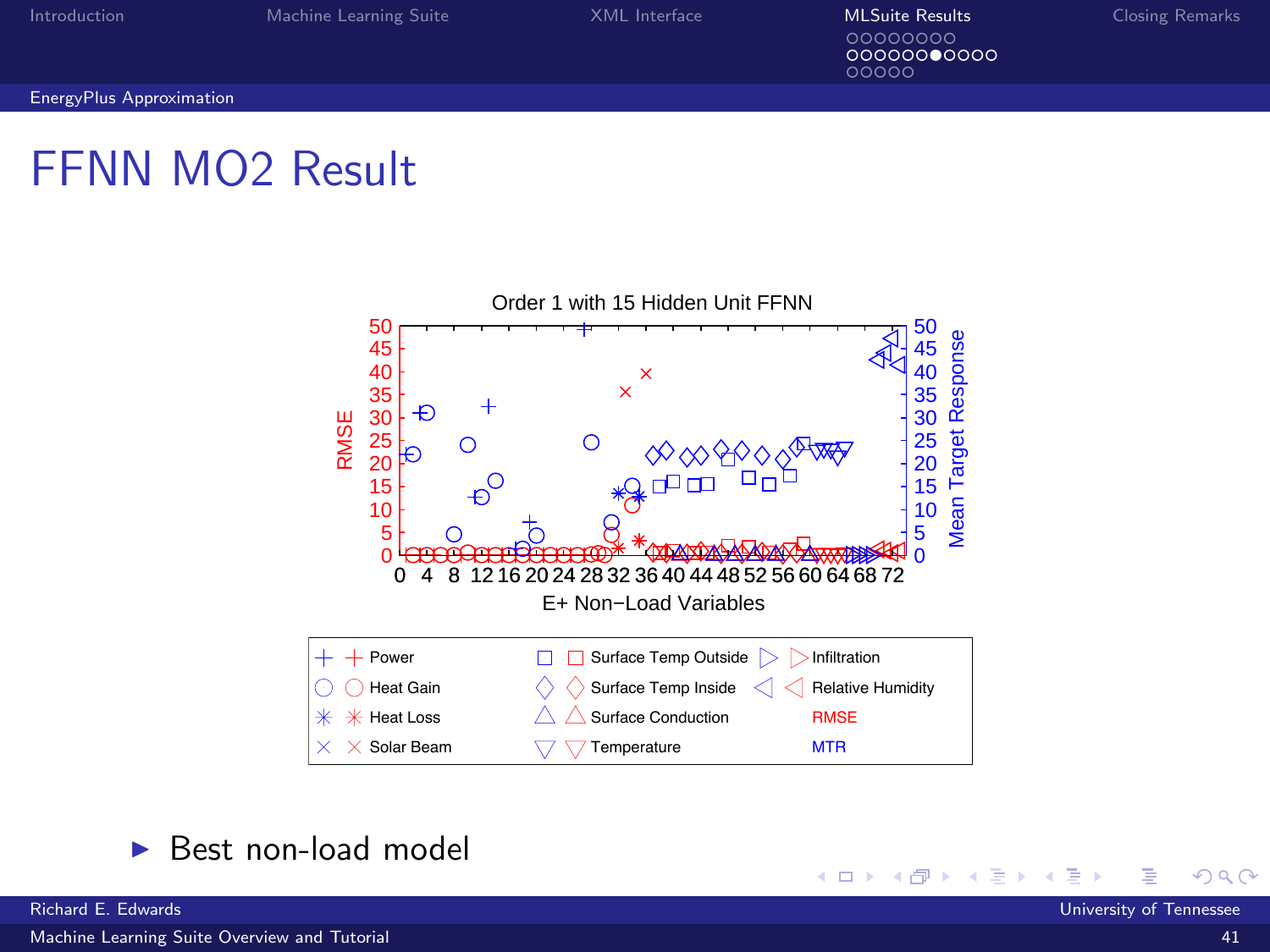# FFNN MO2 Result

Order 1 with 15 Hidden Unit FFNN

RMSE

Mean Target Response

E+ Non−Load Variables

Power | Surface Temp Outside | Infiltration
Heat Gain | Surface Temp Inside | Relative Humidity
Heat Loss | Surface Conduction | RMSE
Solar Beam | Temperature | MTR

- Best non-load model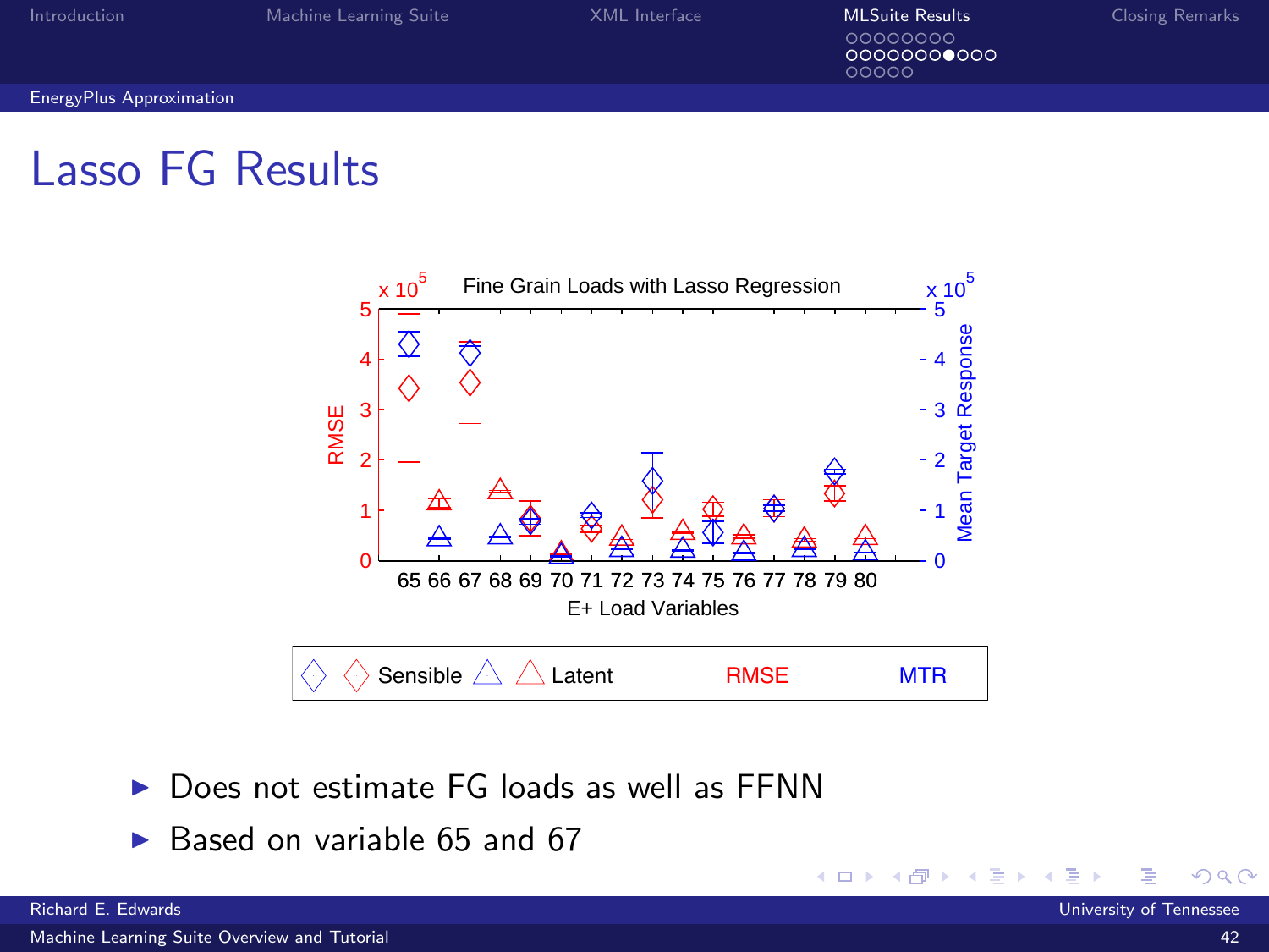# Lasso FG Results

- Does not estimate FG loads as well as FFNN
- Based on variable 65 and 67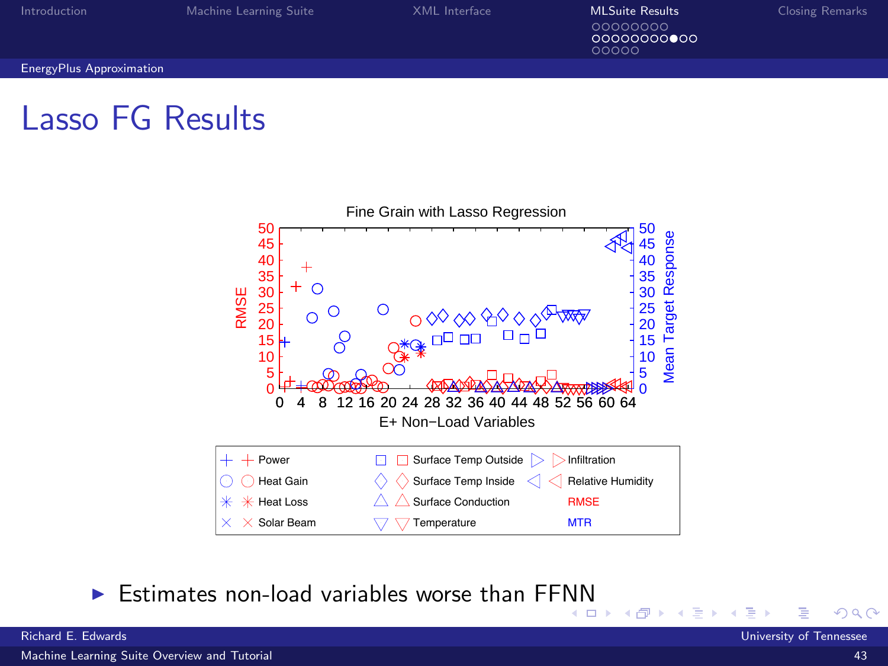# Lasso FG Results

- Estimates non-load variables worse than FFNN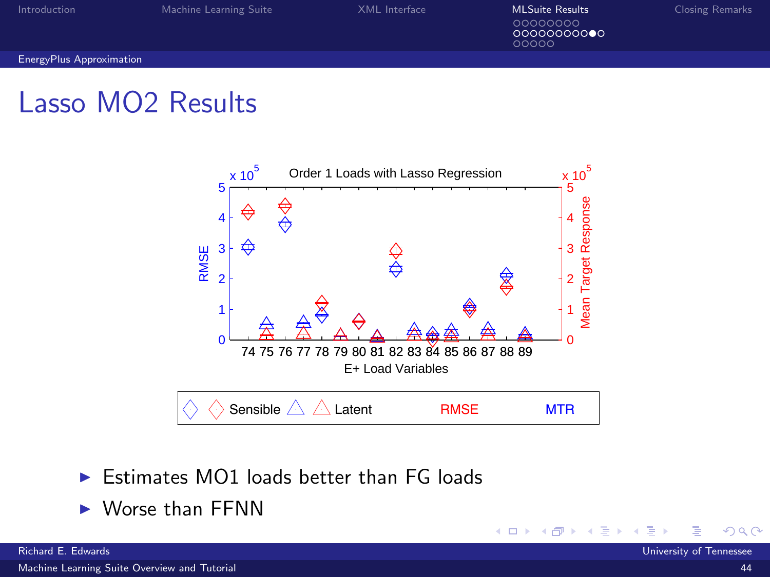# Lasso MO2 Results

- Estimates MO1 loads better than FG loads
- Worse than FFNN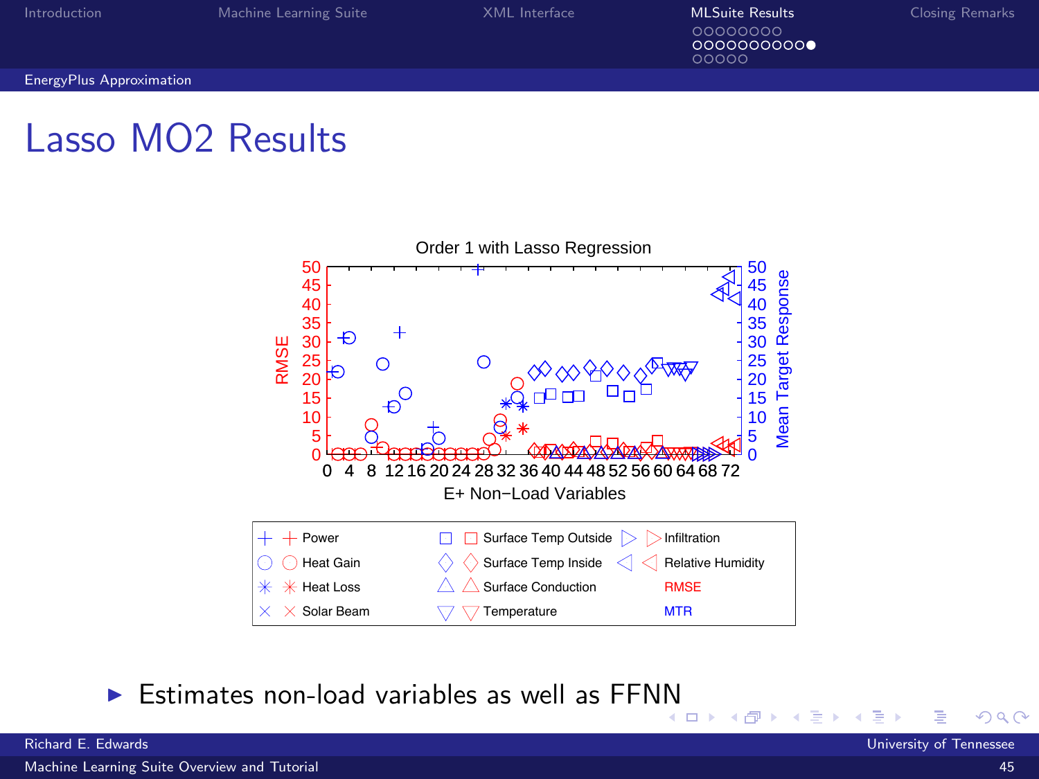# Lasso MO2 Results

Order 1 with Lasso Regression

| | | |
|---|---|---|
| Power | Surface Temp Outside | Infiltration |
| Heat Gain | Surface Temp Inside | Relative Humidity |
| Heat Loss | Surface Conduction | RMSE |
| Solar Beam | Temperature | MTR |

- Estimates non-load variables as well as FFNN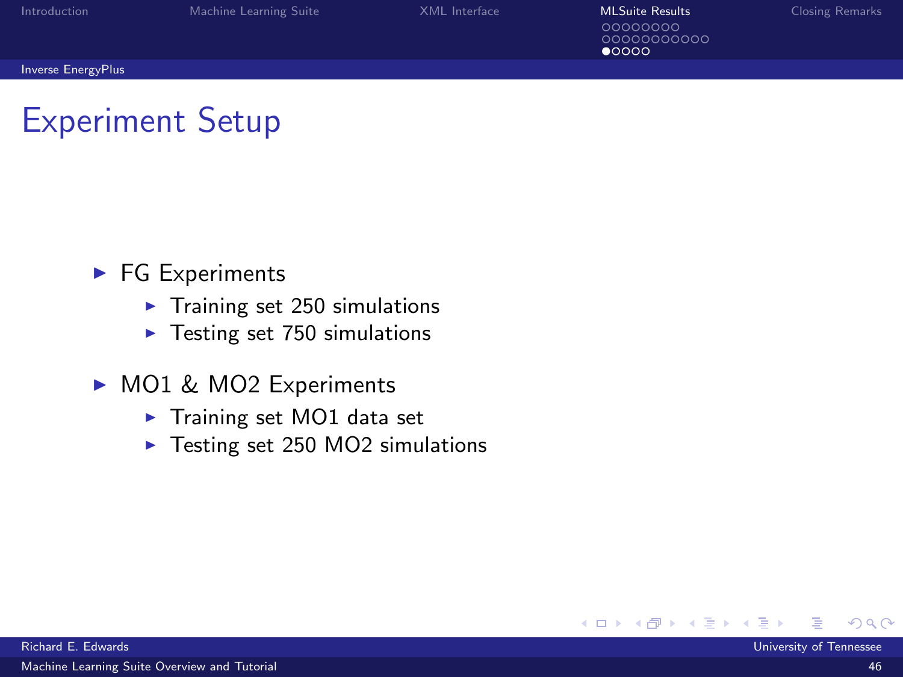# Experiment Setup

- FG Experiments
  - Training set 250 simulations
  - Testing set 750 simulations
- MO1 & MO2 Experiments
  - Training set MO1 data set
  - Testing set 250 MO2 simulations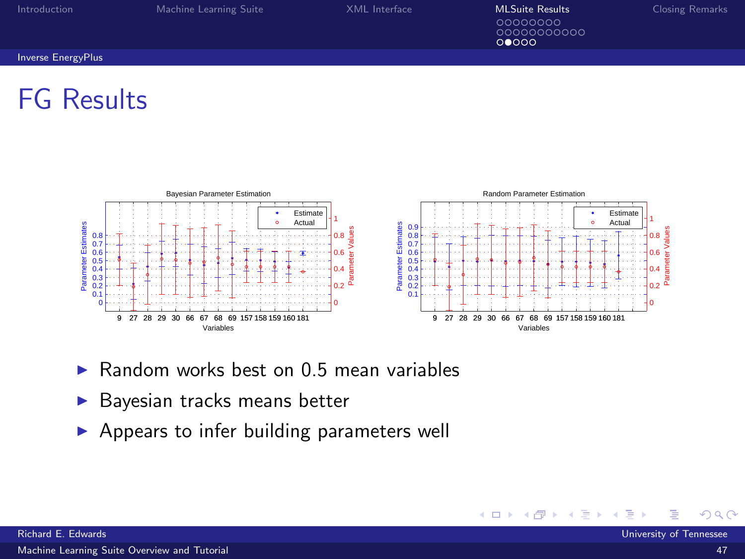# FG Results

- Random works best on 0.5 mean variables
- Bayesian tracks means better
- Appears to infer building parameters well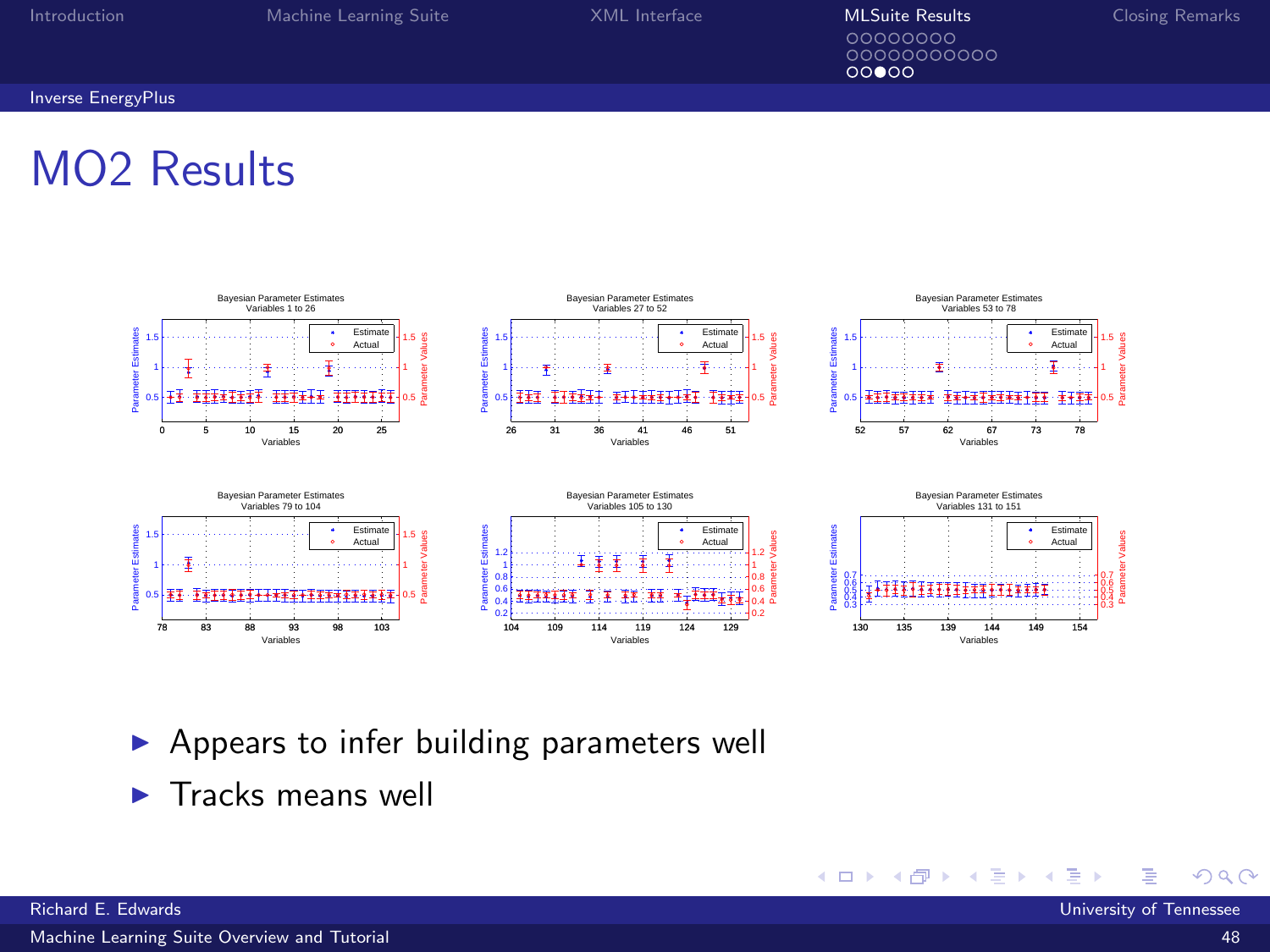# MO2 Results

- Appears to infer building parameters well
- Tracks means well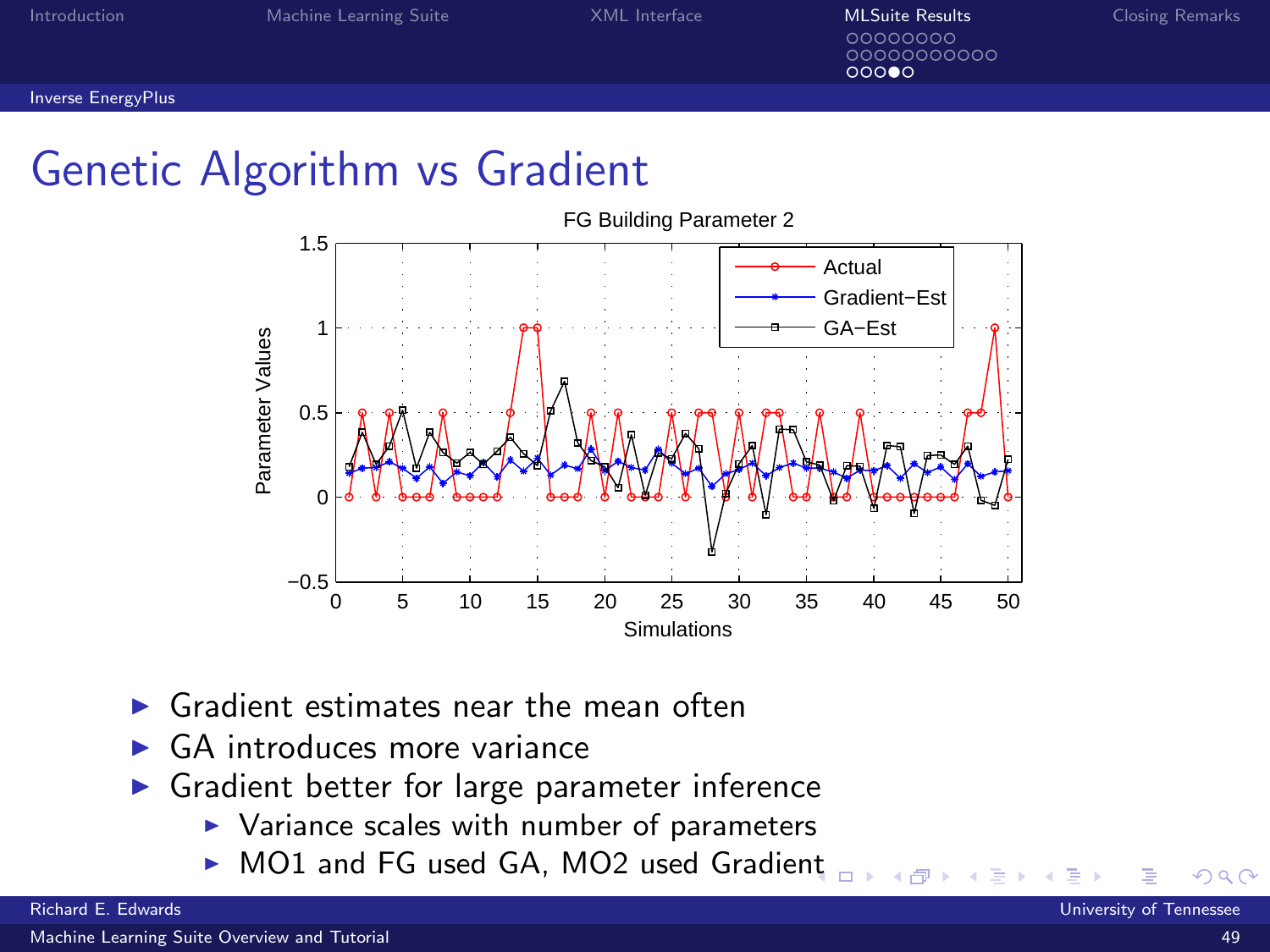# Genetic Algorithm vs Gradient

- Gradient estimates near the mean often
- GA introduces more variance
- Gradient better for large parameter inference
  - Variance scales with number of parameters
  - MO1 and FG used GA, MO2 used Gradient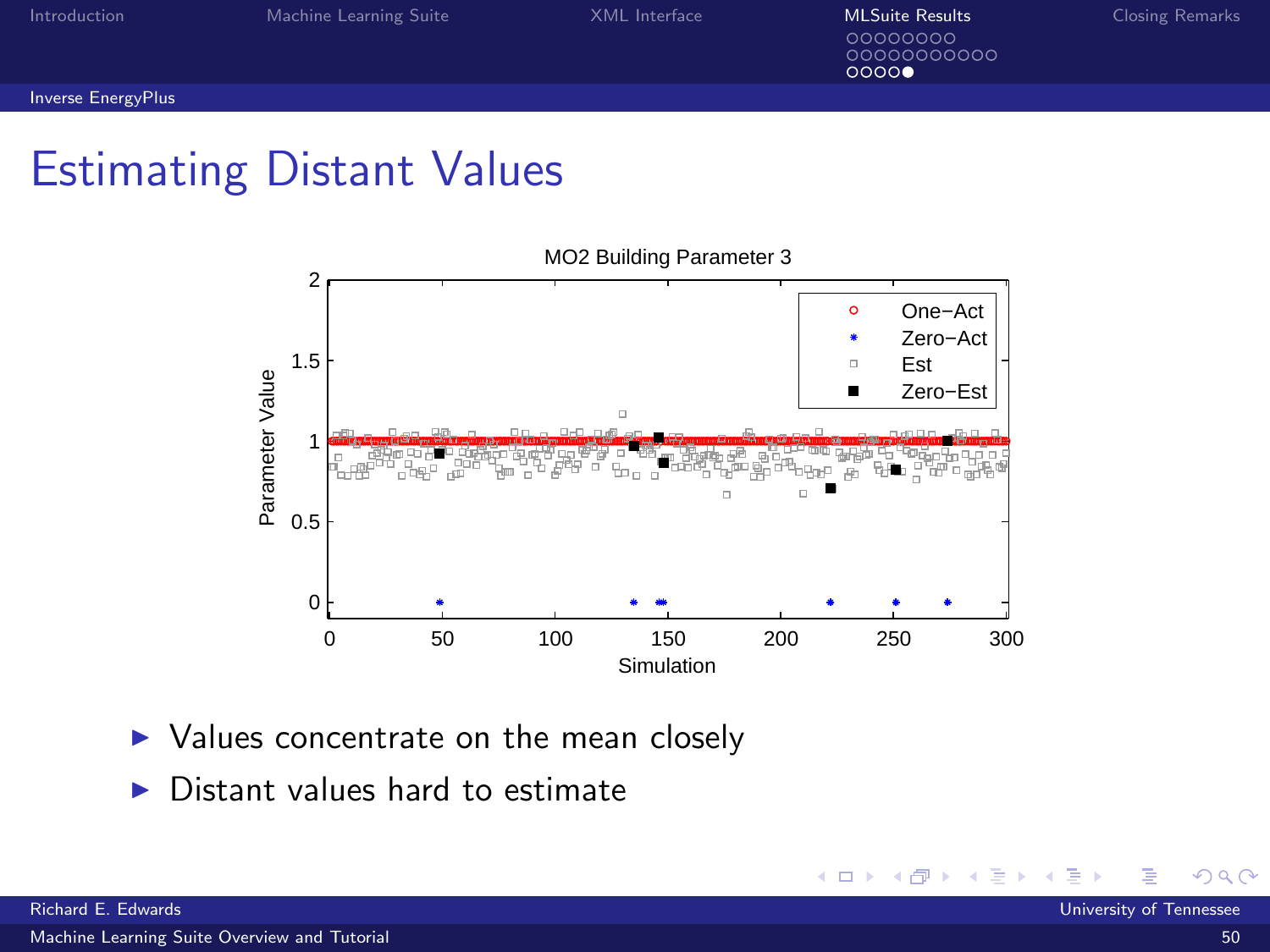# Estimating Distant Values

MO2 Building Parameter 3

Legend: One−Act, Zero−Act, Est, Zero−Est

Parameter Value (y-axis: 0, 0.5, 1, 1.5, 2)

Simulation (x-axis: 0, 50, 100, 150, 200, 250, 300)

- Values concentrate on the mean closely
- Distant values hard to estimate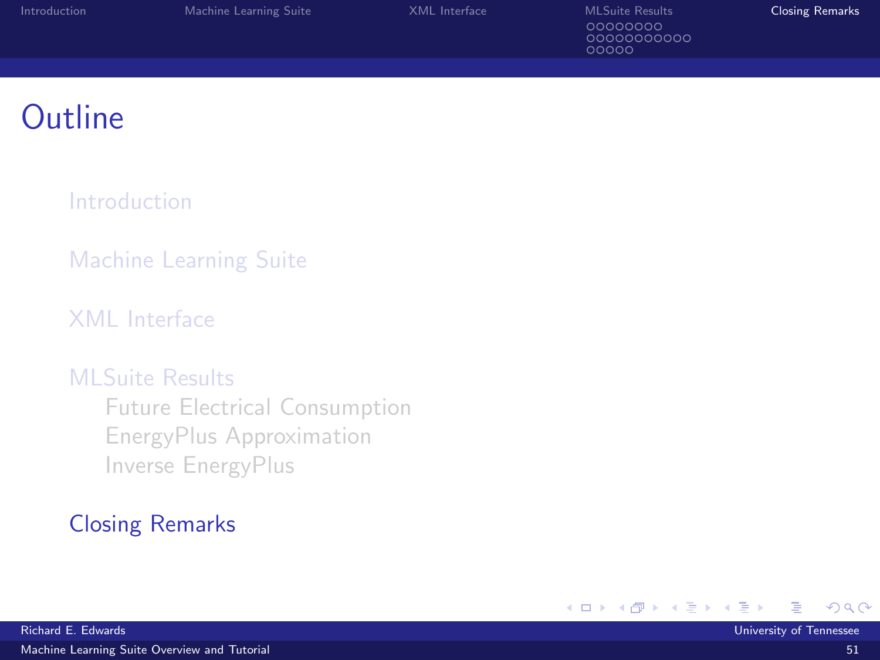# Outline

- Introduction
- Machine Learning Suite
- XML Interface
- MLSuite Results
  - Future Electrical Consumption
  - EnergyPlus Approximation
  - Inverse EnergyPlus
- Closing Remarks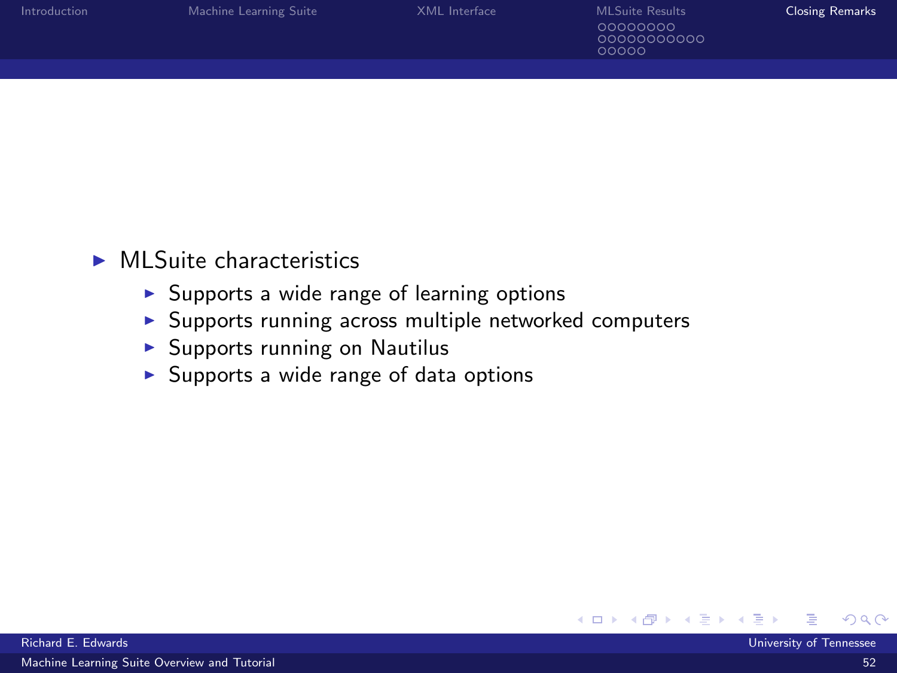- MLSuite characteristics
  - Supports a wide range of learning options
  - Supports running across multiple networked computers
  - Supports running on Nautilus
  - Supports a wide range of data options